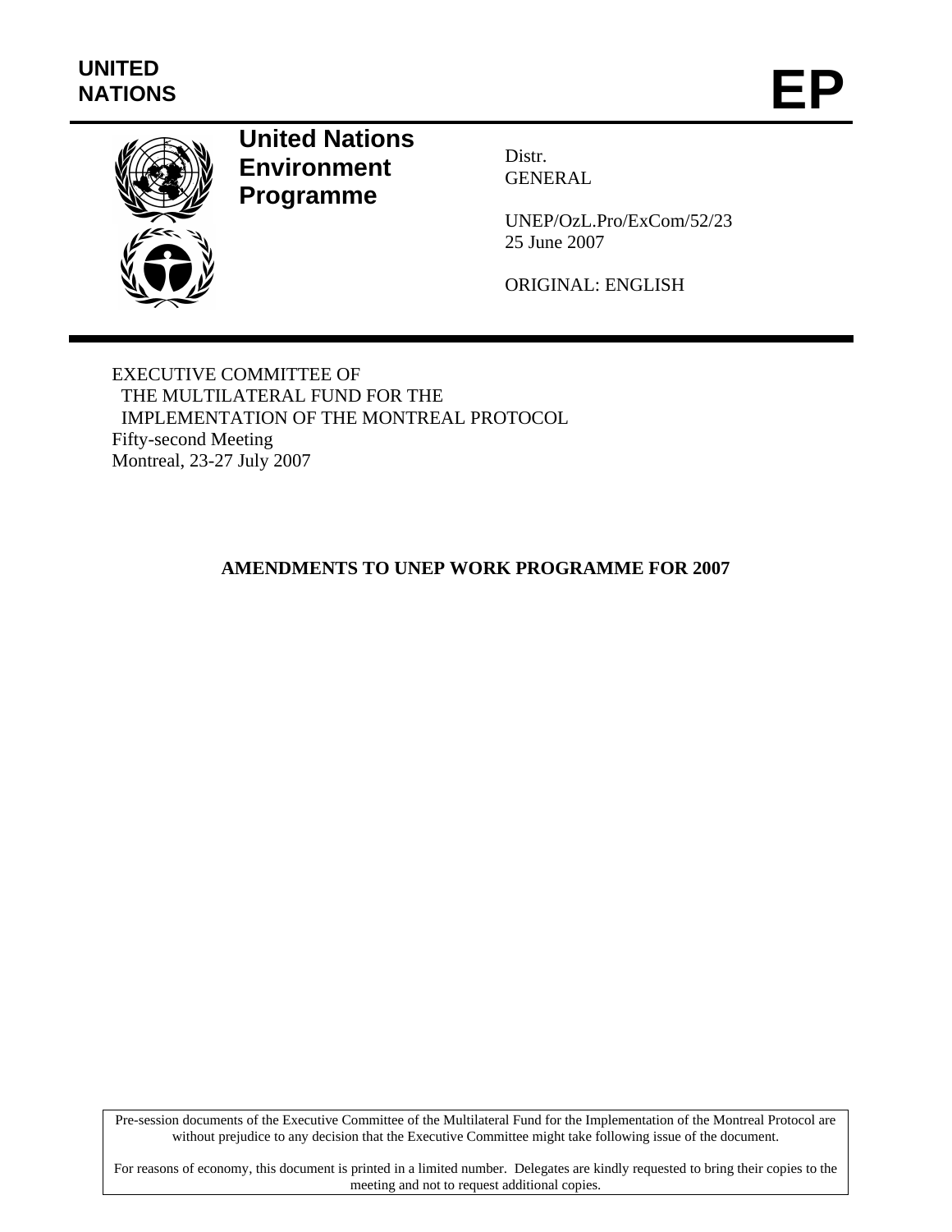**UNITED NATIONS**

# EP

**United Nations Environment Programme**

Distr.
GENERAL

UNEP/OzL.Pro/ExCom/52/23
25 June 2007

ORIGINAL: ENGLISH

EXECUTIVE COMMITTEE OF
THE MULTILATERAL FUND FOR THE
IMPLEMENTATION OF THE MONTREAL PROTOCOL
Fifty-second Meeting
Montreal, 23-27 July 2007

## AMENDMENTS TO UNEP WORK PROGRAMME FOR 2007

Pre-session documents of the Executive Committee of the Multilateral Fund for the Implementation of the Montreal Protocol are without prejudice to any decision that the Executive Committee might take following issue of the document.

For reasons of economy, this document is printed in a limited number. Delegates are kindly requested to bring their copies to the meeting and not to request additional copies.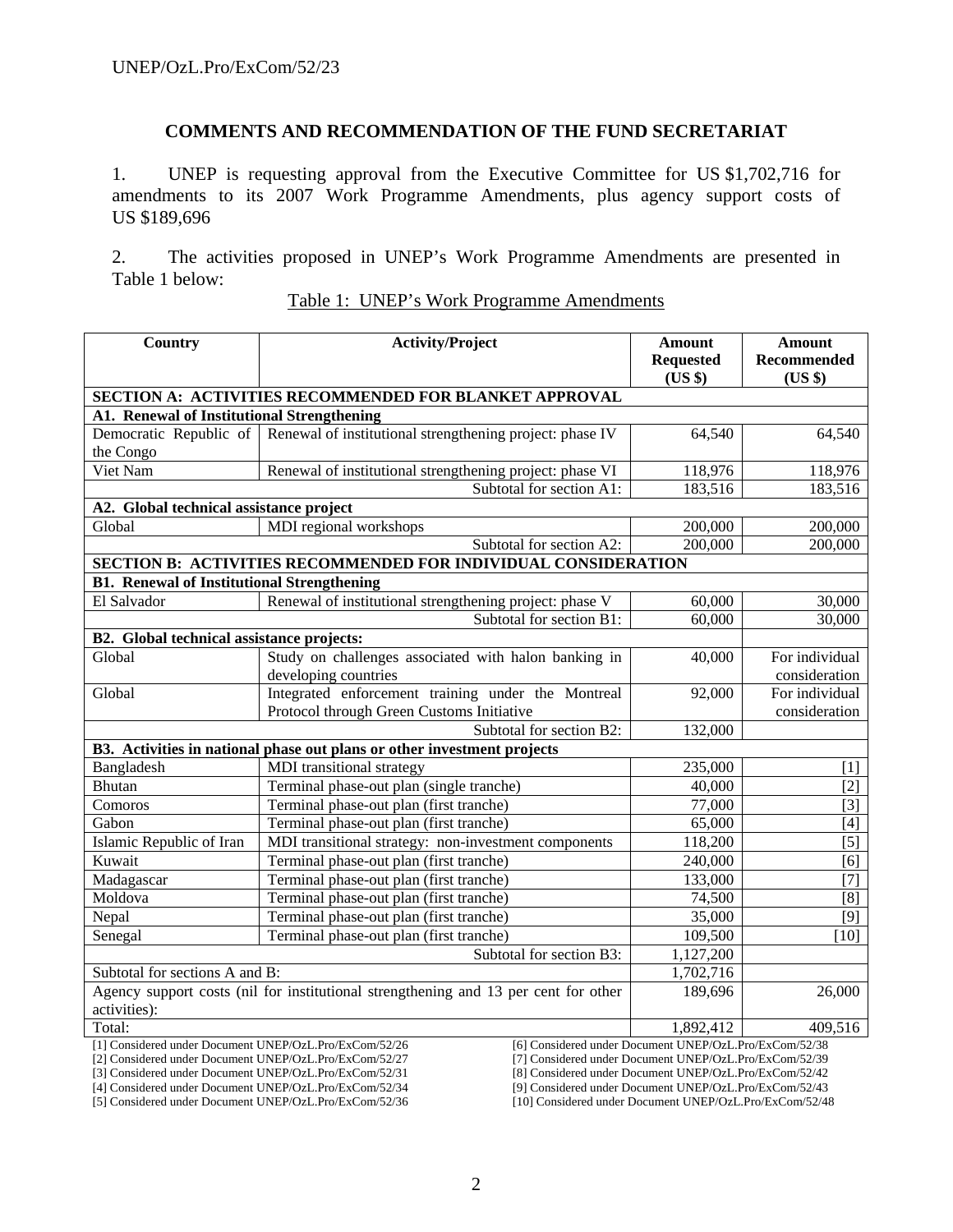## COMMENTS AND RECOMMENDATION OF THE FUND SECRETARIAT

1. UNEP is requesting approval from the Executive Committee for US $1,702,716 for amendments to its 2007 Work Programme Amendments, plus agency support costs of US $189,696

2. The activities proposed in UNEP's Work Programme Amendments are presented in Table 1 below:

Table 1: UNEP's Work Programme Amendments

| Country | Activity/Project | Amount Requested (US $) | Amount Recommended (US $) |
|---|---|---|---|
| **SECTION A: ACTIVITIES RECOMMENDED FOR BLANKET APPROVAL** | | | |
| **A1. Renewal of Institutional Strengthening** | | | |
| Democratic Republic of the Congo | Renewal of institutional strengthening project: phase IV | 64,540 | 64,540 |
| Viet Nam | Renewal of institutional strengthening project: phase VI | 118,976 | 118,976 |
| | Subtotal for section A1: | 183,516 | 183,516 |
| **A2. Global technical assistance project** | | | |
| Global | MDI regional workshops | 200,000 | 200,000 |
| | Subtotal for section A2: | 200,000 | 200,000 |
| **SECTION B: ACTIVITIES RECOMMENDED FOR INDIVIDUAL CONSIDERATION** | | | |
| **B1. Renewal of Institutional Strengthening** | | | |
| El Salvador | Renewal of institutional strengthening project: phase V | 60,000 | 30,000 |
| | Subtotal for section B1: | 60,000 | 30,000 |
| **B2. Global technical assistance projects:** | | | |
| Global | Study on challenges associated with halon banking in developing countries | 40,000 | For individual consideration |
| Global | Integrated enforcement training under the Montreal Protocol through Green Customs Initiative | 92,000 | For individual consideration |
| | Subtotal for section B2: | 132,000 | |
| **B3. Activities in national phase out plans or other investment projects** | | | |
| Bangladesh | MDI transitional strategy | 235,000 | [1] |
| Bhutan | Terminal phase-out plan (single tranche) | 40,000 | [2] |
| Comoros | Terminal phase-out plan (first tranche) | 77,000 | [3] |
| Gabon | Terminal phase-out plan (first tranche) | 65,000 | [4] |
| Islamic Republic of Iran | MDI transitional strategy: non-investment components | 118,200 | [5] |
| Kuwait | Terminal phase-out plan (first tranche) | 240,000 | [6] |
| Madagascar | Terminal phase-out plan (first tranche) | 133,000 | [7] |
| Moldova | Terminal phase-out plan (first tranche) | 74,500 | [8] |
| Nepal | Terminal phase-out plan (first tranche) | 35,000 | [9] |
| Senegal | Terminal phase-out plan (first tranche) | 109,500 | [10] |
| | Subtotal for section B3: | 1,127,200 | |
| Subtotal for sections A and B: | | 1,702,716 | |
| Agency support costs (nil for institutional strengthening and 13 per cent for other activities): | | 189,696 | 26,000 |
| Total: | | 1,892,412 | 409,516 |

[1] Considered under Document UNEP/OzL.Pro/ExCom/52/26
[2] Considered under Document UNEP/OzL.Pro/ExCom/52/27
[3] Considered under Document UNEP/OzL.Pro/ExCom/52/31
[4] Considered under Document UNEP/OzL.Pro/ExCom/52/34
[5] Considered under Document UNEP/OzL.Pro/ExCom/52/36
[6] Considered under Document UNEP/OzL.Pro/ExCom/52/38
[7] Considered under Document UNEP/OzL.Pro/ExCom/52/39
[8] Considered under Document UNEP/OzL.Pro/ExCom/52/42
[9] Considered under Document UNEP/OzL.Pro/ExCom/52/43
[10] Considered under Document UNEP/OzL.Pro/ExCom/52/48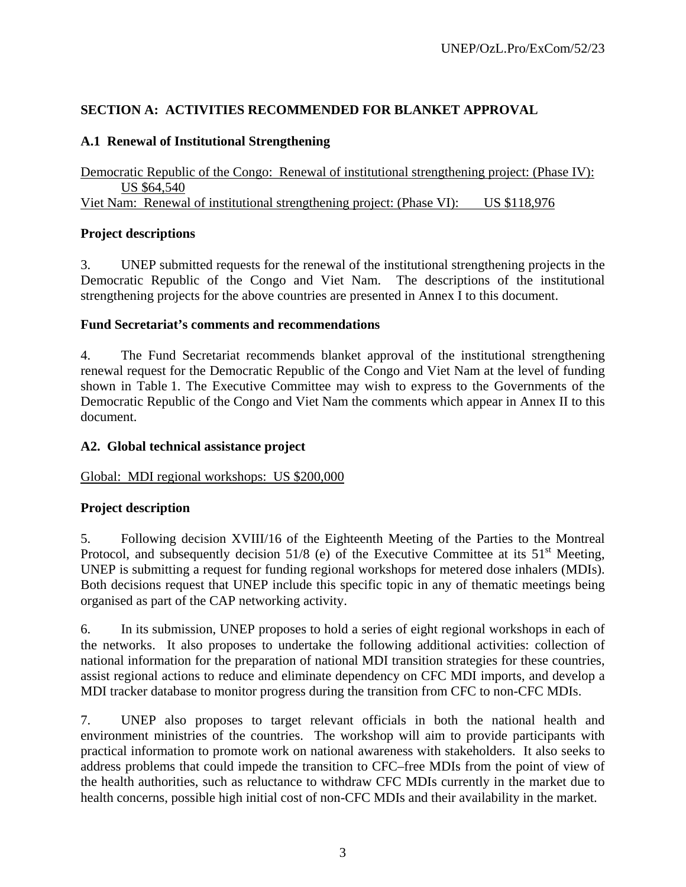## SECTION A: ACTIVITIES RECOMMENDED FOR BLANKET APPROVAL

### A.1 Renewal of Institutional Strengthening

Democratic Republic of the Congo: Renewal of institutional strengthening project: (Phase IV): US $64,540

Viet Nam: Renewal of institutional strengthening project: (Phase VI): US $118,976

### Project descriptions

3. UNEP submitted requests for the renewal of the institutional strengthening projects in the Democratic Republic of the Congo and Viet Nam. The descriptions of the institutional strengthening projects for the above countries are presented in Annex I to this document.

### Fund Secretariat's comments and recommendations

4. The Fund Secretariat recommends blanket approval of the institutional strengthening renewal request for the Democratic Republic of the Congo and Viet Nam at the level of funding shown in Table 1. The Executive Committee may wish to express to the Governments of the Democratic Republic of the Congo and Viet Nam the comments which appear in Annex II to this document.

### A2. Global technical assistance project

Global: MDI regional workshops: US $200,000

### Project description

5. Following decision XVIII/16 of the Eighteenth Meeting of the Parties to the Montreal Protocol, and subsequently decision 51/8 (e) of the Executive Committee at its 51st Meeting, UNEP is submitting a request for funding regional workshops for metered dose inhalers (MDIs). Both decisions request that UNEP include this specific topic in any of thematic meetings being organised as part of the CAP networking activity.

6. In its submission, UNEP proposes to hold a series of eight regional workshops in each of the networks. It also proposes to undertake the following additional activities: collection of national information for the preparation of national MDI transition strategies for these countries, assist regional actions to reduce and eliminate dependency on CFC MDI imports, and develop a MDI tracker database to monitor progress during the transition from CFC to non-CFC MDIs.

7. UNEP also proposes to target relevant officials in both the national health and environment ministries of the countries. The workshop will aim to provide participants with practical information to promote work on national awareness with stakeholders. It also seeks to address problems that could impede the transition to CFC–free MDIs from the point of view of the health authorities, such as reluctance to withdraw CFC MDIs currently in the market due to health concerns, possible high initial cost of non-CFC MDIs and their availability in the market.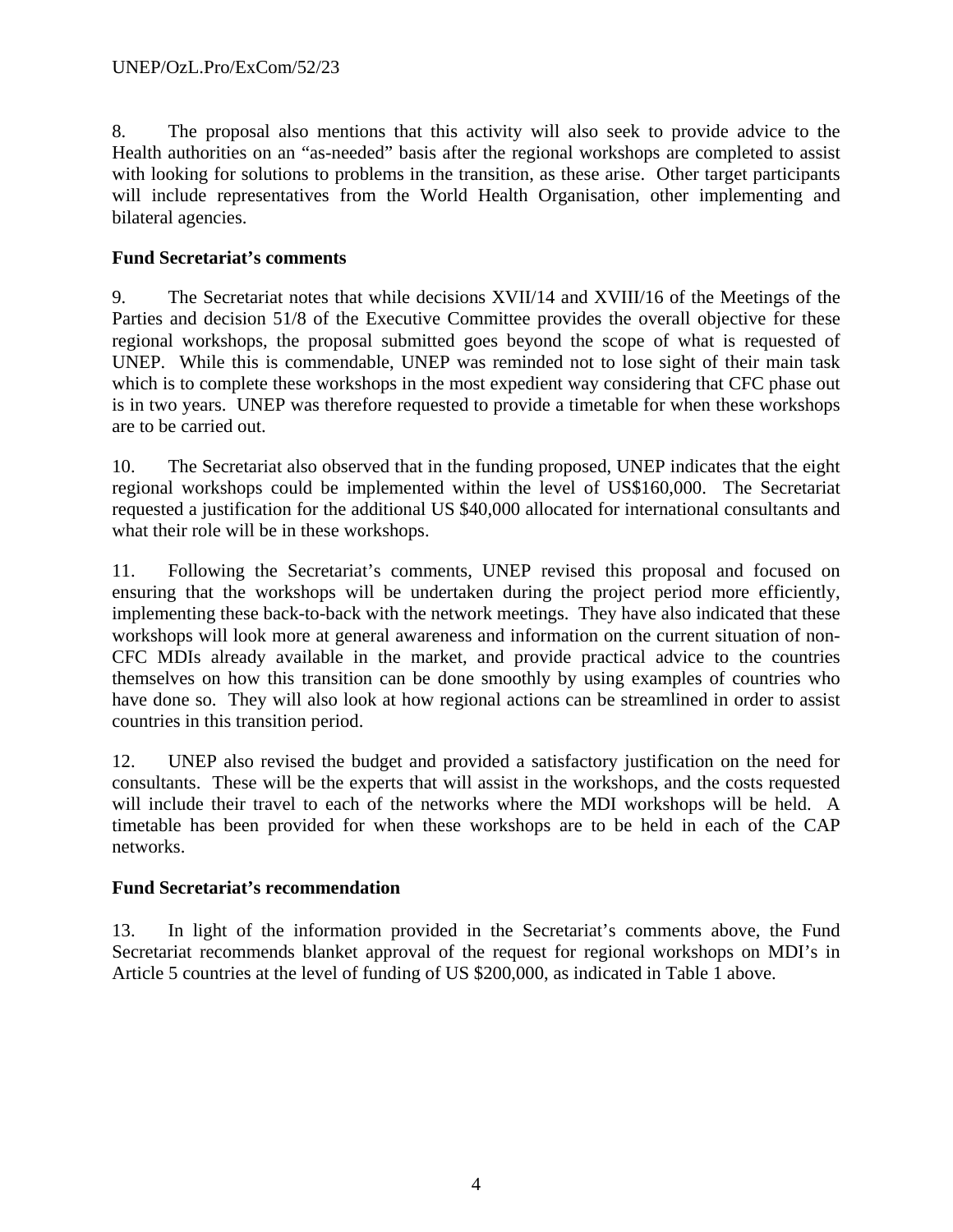8. The proposal also mentions that this activity will also seek to provide advice to the Health authorities on an "as-needed" basis after the regional workshops are completed to assist with looking for solutions to problems in the transition, as these arise. Other target participants will include representatives from the World Health Organisation, other implementing and bilateral agencies.

**Fund Secretariat's comments**

9. The Secretariat notes that while decisions XVII/14 and XVIII/16 of the Meetings of the Parties and decision 51/8 of the Executive Committee provides the overall objective for these regional workshops, the proposal submitted goes beyond the scope of what is requested of UNEP. While this is commendable, UNEP was reminded not to lose sight of their main task which is to complete these workshops in the most expedient way considering that CFC phase out is in two years. UNEP was therefore requested to provide a timetable for when these workshops are to be carried out.

10. The Secretariat also observed that in the funding proposed, UNEP indicates that the eight regional workshops could be implemented within the level of US$160,000. The Secretariat requested a justification for the additional US $40,000 allocated for international consultants and what their role will be in these workshops.

11. Following the Secretariat's comments, UNEP revised this proposal and focused on ensuring that the workshops will be undertaken during the project period more efficiently, implementing these back-to-back with the network meetings. They have also indicated that these workshops will look more at general awareness and information on the current situation of non-CFC MDIs already available in the market, and provide practical advice to the countries themselves on how this transition can be done smoothly by using examples of countries who have done so. They will also look at how regional actions can be streamlined in order to assist countries in this transition period.

12. UNEP also revised the budget and provided a satisfactory justification on the need for consultants. These will be the experts that will assist in the workshops, and the costs requested will include their travel to each of the networks where the MDI workshops will be held. A timetable has been provided for when these workshops are to be held in each of the CAP networks.

**Fund Secretariat's recommendation**

13. In light of the information provided in the Secretariat's comments above, the Fund Secretariat recommends blanket approval of the request for regional workshops on MDI's in Article 5 countries at the level of funding of US $200,000, as indicated in Table 1 above.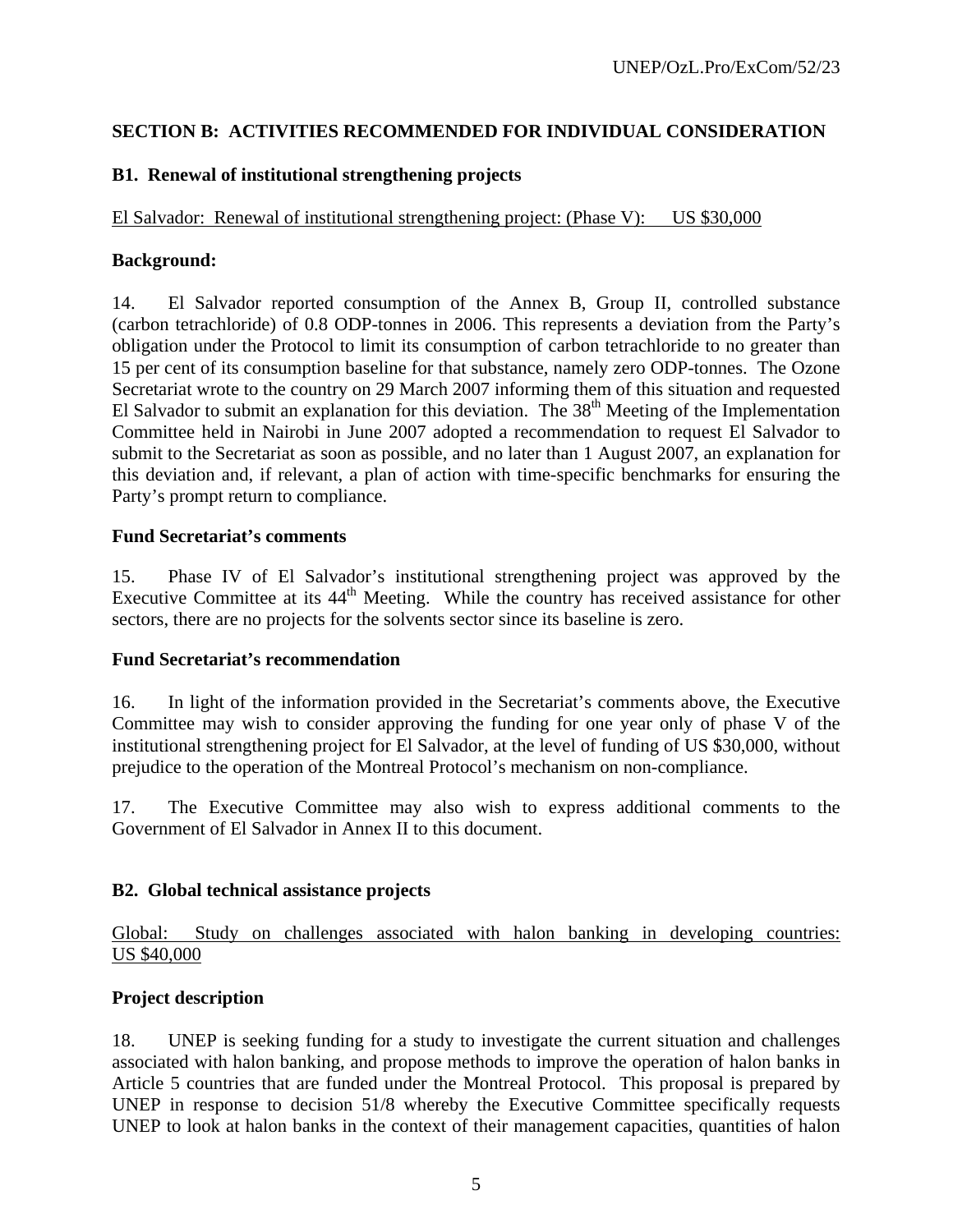## SECTION B: ACTIVITIES RECOMMENDED FOR INDIVIDUAL CONSIDERATION

### B1. Renewal of institutional strengthening projects

El Salvador: Renewal of institutional strengthening project: (Phase V): US $30,000

**Background:**

14. El Salvador reported consumption of the Annex B, Group II, controlled substance (carbon tetrachloride) of 0.8 ODP-tonnes in 2006. This represents a deviation from the Party's obligation under the Protocol to limit its consumption of carbon tetrachloride to no greater than 15 per cent of its consumption baseline for that substance, namely zero ODP-tonnes. The Ozone Secretariat wrote to the country on 29 March 2007 informing them of this situation and requested El Salvador to submit an explanation for this deviation. The 38th Meeting of the Implementation Committee held in Nairobi in June 2007 adopted a recommendation to request El Salvador to submit to the Secretariat as soon as possible, and no later than 1 August 2007, an explanation for this deviation and, if relevant, a plan of action with time-specific benchmarks for ensuring the Party's prompt return to compliance.

**Fund Secretariat's comments**

15. Phase IV of El Salvador's institutional strengthening project was approved by the Executive Committee at its 44th Meeting. While the country has received assistance for other sectors, there are no projects for the solvents sector since its baseline is zero.

**Fund Secretariat's recommendation**

16. In light of the information provided in the Secretariat's comments above, the Executive Committee may wish to consider approving the funding for one year only of phase V of the institutional strengthening project for El Salvador, at the level of funding of US $30,000, without prejudice to the operation of the Montreal Protocol's mechanism on non-compliance.

17. The Executive Committee may also wish to express additional comments to the Government of El Salvador in Annex II to this document.

### B2. Global technical assistance projects

Global: Study on challenges associated with halon banking in developing countries: US $40,000

**Project description**

18. UNEP is seeking funding for a study to investigate the current situation and challenges associated with halon banking, and propose methods to improve the operation of halon banks in Article 5 countries that are funded under the Montreal Protocol. This proposal is prepared by UNEP in response to decision 51/8 whereby the Executive Committee specifically requests UNEP to look at halon banks in the context of their management capacities, quantities of halon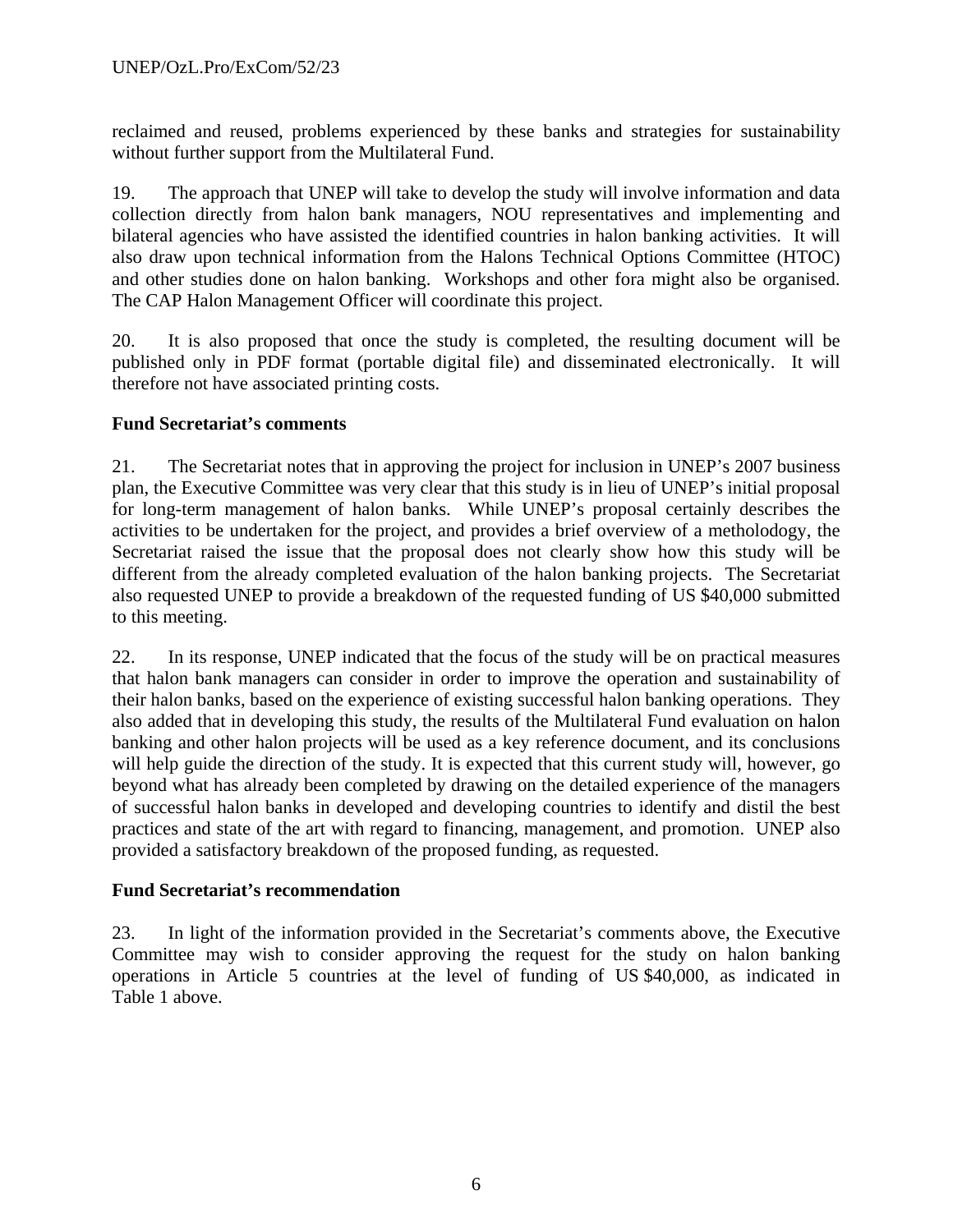reclaimed and reused, problems experienced by these banks and strategies for sustainability without further support from the Multilateral Fund.

19. The approach that UNEP will take to develop the study will involve information and data collection directly from halon bank managers, NOU representatives and implementing and bilateral agencies who have assisted the identified countries in halon banking activities. It will also draw upon technical information from the Halons Technical Options Committee (HTOC) and other studies done on halon banking. Workshops and other fora might also be organised. The CAP Halon Management Officer will coordinate this project.

20. It is also proposed that once the study is completed, the resulting document will be published only in PDF format (portable digital file) and disseminated electronically. It will therefore not have associated printing costs.

**Fund Secretariat's comments**

21. The Secretariat notes that in approving the project for inclusion in UNEP's 2007 business plan, the Executive Committee was very clear that this study is in lieu of UNEP's initial proposal for long-term management of halon banks. While UNEP's proposal certainly describes the activities to be undertaken for the project, and provides a brief overview of a metholodogy, the Secretariat raised the issue that the proposal does not clearly show how this study will be different from the already completed evaluation of the halon banking projects. The Secretariat also requested UNEP to provide a breakdown of the requested funding of US $40,000 submitted to this meeting.

22. In its response, UNEP indicated that the focus of the study will be on practical measures that halon bank managers can consider in order to improve the operation and sustainability of their halon banks, based on the experience of existing successful halon banking operations. They also added that in developing this study, the results of the Multilateral Fund evaluation on halon banking and other halon projects will be used as a key reference document, and its conclusions will help guide the direction of the study. It is expected that this current study will, however, go beyond what has already been completed by drawing on the detailed experience of the managers of successful halon banks in developed and developing countries to identify and distil the best practices and state of the art with regard to financing, management, and promotion. UNEP also provided a satisfactory breakdown of the proposed funding, as requested.

**Fund Secretariat's recommendation**

23. In light of the information provided in the Secretariat's comments above, the Executive Committee may wish to consider approving the request for the study on halon banking operations in Article 5 countries at the level of funding of US $40,000, as indicated in Table 1 above.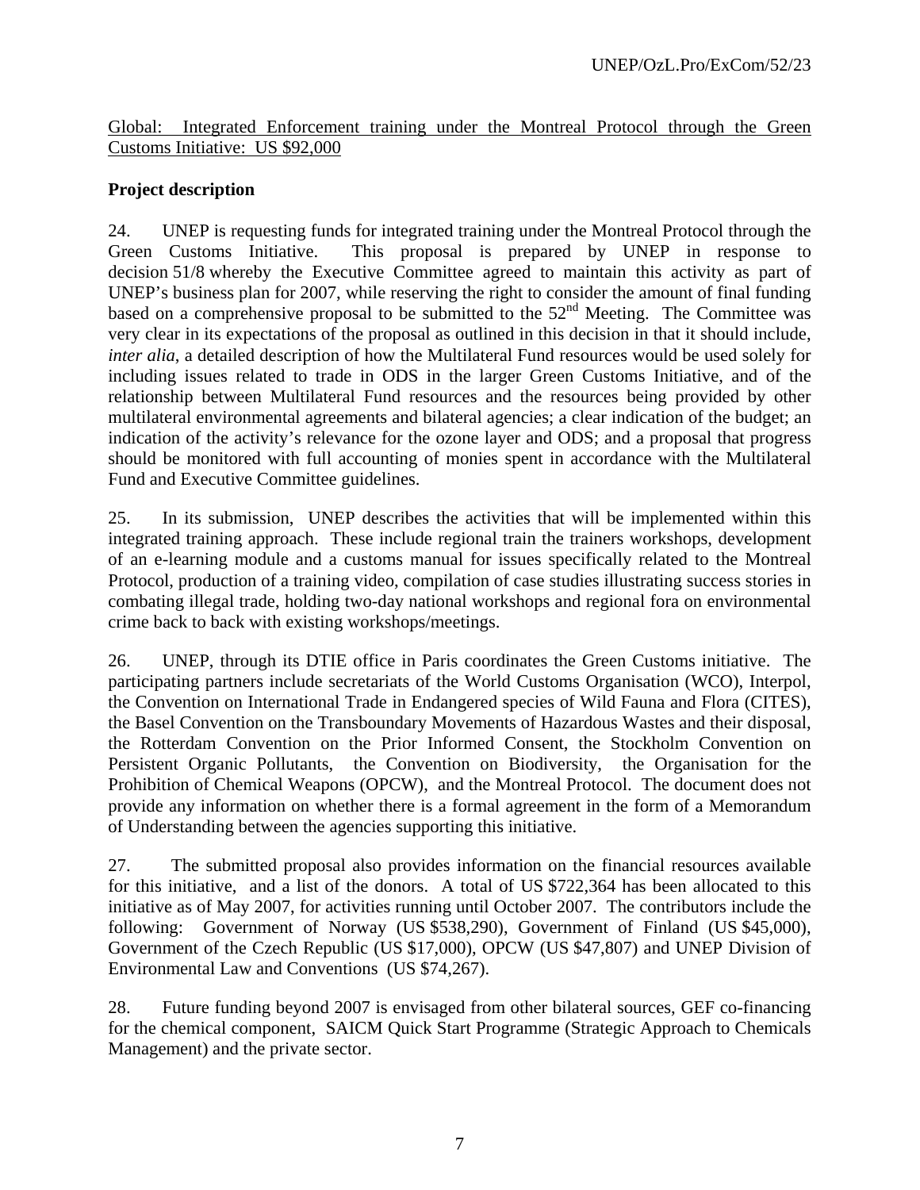Global: Integrated Enforcement training under the Montreal Protocol through the Green Customs Initiative: US $92,000

**Project description**

24. UNEP is requesting funds for integrated training under the Montreal Protocol through the Green Customs Initiative. This proposal is prepared by UNEP in response to decision 51/8 whereby the Executive Committee agreed to maintain this activity as part of UNEP's business plan for 2007, while reserving the right to consider the amount of final funding based on a comprehensive proposal to be submitted to the 52nd Meeting. The Committee was very clear in its expectations of the proposal as outlined in this decision in that it should include, *inter alia*, a detailed description of how the Multilateral Fund resources would be used solely for including issues related to trade in ODS in the larger Green Customs Initiative, and of the relationship between Multilateral Fund resources and the resources being provided by other multilateral environmental agreements and bilateral agencies; a clear indication of the budget; an indication of the activity's relevance for the ozone layer and ODS; and a proposal that progress should be monitored with full accounting of monies spent in accordance with the Multilateral Fund and Executive Committee guidelines.

25. In its submission, UNEP describes the activities that will be implemented within this integrated training approach. These include regional train the trainers workshops, development of an e-learning module and a customs manual for issues specifically related to the Montreal Protocol, production of a training video, compilation of case studies illustrating success stories in combating illegal trade, holding two-day national workshops and regional fora on environmental crime back to back with existing workshops/meetings.

26. UNEP, through its DTIE office in Paris coordinates the Green Customs initiative. The participating partners include secretariats of the World Customs Organisation (WCO), Interpol, the Convention on International Trade in Endangered species of Wild Fauna and Flora (CITES), the Basel Convention on the Transboundary Movements of Hazardous Wastes and their disposal, the Rotterdam Convention on the Prior Informed Consent, the Stockholm Convention on Persistent Organic Pollutants, the Convention on Biodiversity, the Organisation for the Prohibition of Chemical Weapons (OPCW), and the Montreal Protocol. The document does not provide any information on whether there is a formal agreement in the form of a Memorandum of Understanding between the agencies supporting this initiative.

27. The submitted proposal also provides information on the financial resources available for this initiative, and a list of the donors. A total of US $722,364 has been allocated to this initiative as of May 2007, for activities running until October 2007. The contributors include the following: Government of Norway (US $538,290), Government of Finland (US $45,000), Government of the Czech Republic (US $17,000), OPCW (US $47,807) and UNEP Division of Environmental Law and Conventions (US $74,267).

28. Future funding beyond 2007 is envisaged from other bilateral sources, GEF co-financing for the chemical component, SAICM Quick Start Programme (Strategic Approach to Chemicals Management) and the private sector.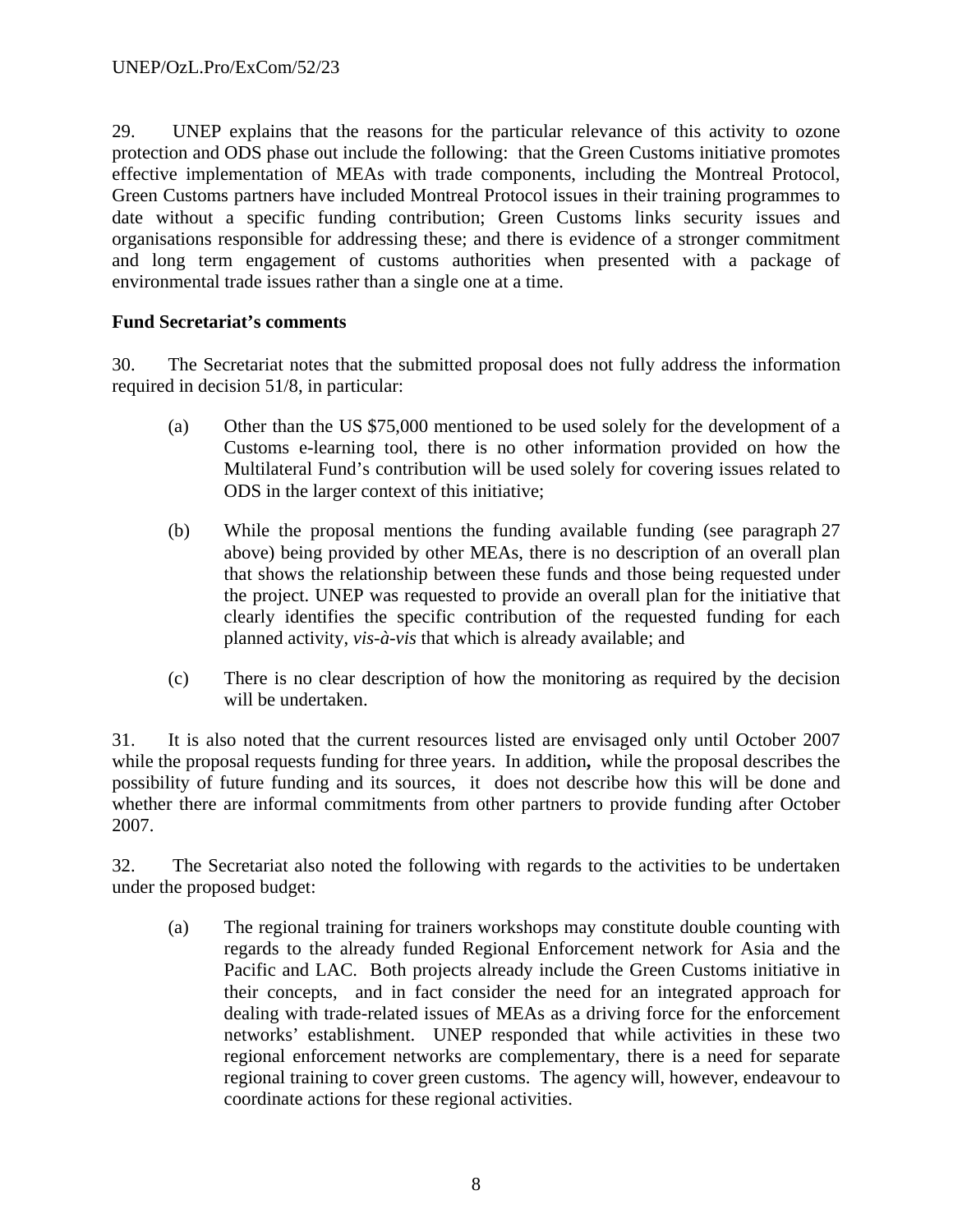29. UNEP explains that the reasons for the particular relevance of this activity to ozone protection and ODS phase out include the following: that the Green Customs initiative promotes effective implementation of MEAs with trade components, including the Montreal Protocol, Green Customs partners have included Montreal Protocol issues in their training programmes to date without a specific funding contribution; Green Customs links security issues and organisations responsible for addressing these; and there is evidence of a stronger commitment and long term engagement of customs authorities when presented with a package of environmental trade issues rather than a single one at a time.

**Fund Secretariat's comments**

30. The Secretariat notes that the submitted proposal does not fully address the information required in decision 51/8, in particular:

(a) Other than the US $75,000 mentioned to be used solely for the development of a Customs e-learning tool, there is no other information provided on how the Multilateral Fund's contribution will be used solely for covering issues related to ODS in the larger context of this initiative;

(b) While the proposal mentions the funding available funding (see paragraph 27 above) being provided by other MEAs, there is no description of an overall plan that shows the relationship between these funds and those being requested under the project. UNEP was requested to provide an overall plan for the initiative that clearly identifies the specific contribution of the requested funding for each planned activity, *vis-à-vis* that which is already available; and

(c) There is no clear description of how the monitoring as required by the decision will be undertaken.

31. It is also noted that the current resources listed are envisaged only until October 2007 while the proposal requests funding for three years. In addition**,** while the proposal describes the possibility of future funding and its sources, it does not describe how this will be done and whether there are informal commitments from other partners to provide funding after October 2007.

32. The Secretariat also noted the following with regards to the activities to be undertaken under the proposed budget:

(a) The regional training for trainers workshops may constitute double counting with regards to the already funded Regional Enforcement network for Asia and the Pacific and LAC. Both projects already include the Green Customs initiative in their concepts, and in fact consider the need for an integrated approach for dealing with trade-related issues of MEAs as a driving force for the enforcement networks' establishment. UNEP responded that while activities in these two regional enforcement networks are complementary, there is a need for separate regional training to cover green customs. The agency will, however, endeavour to coordinate actions for these regional activities.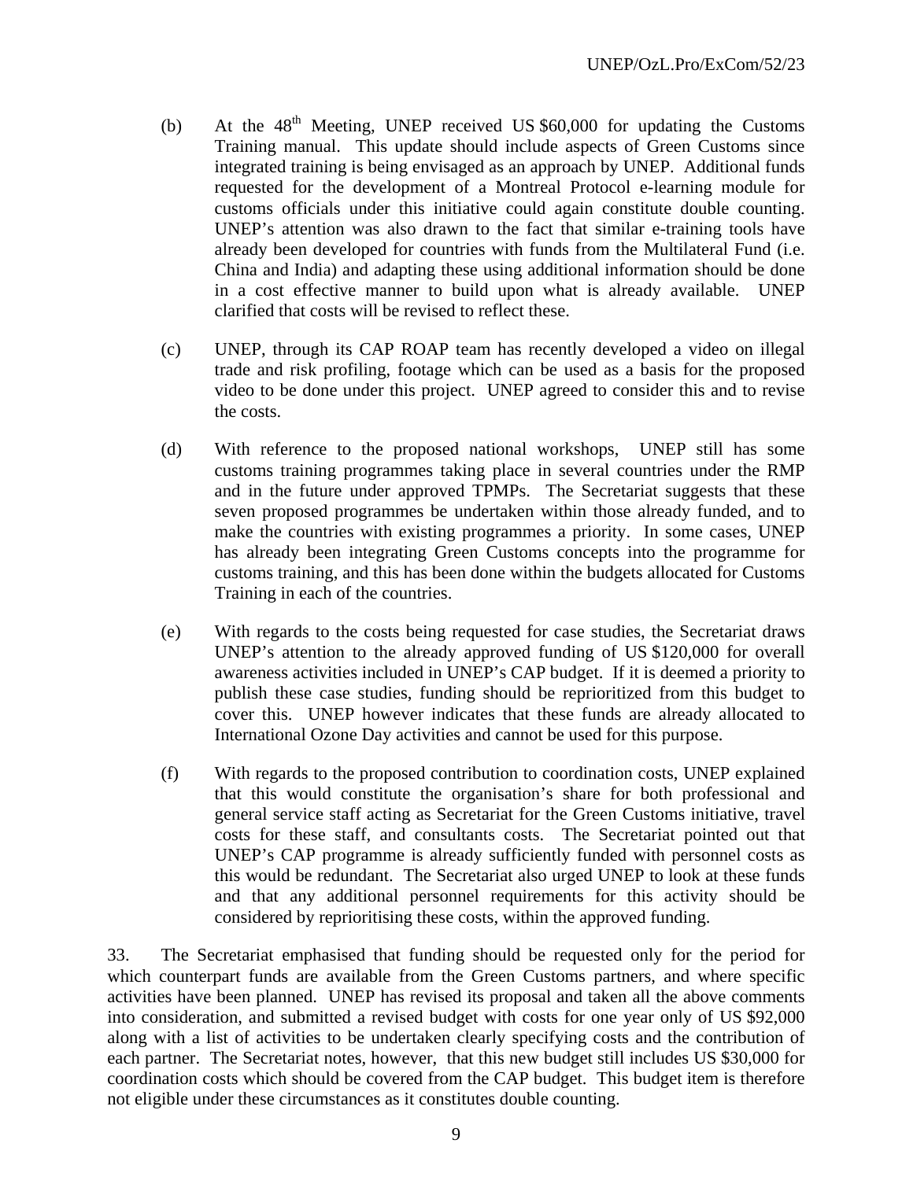(b) At the 48th Meeting, UNEP received US $60,000 for updating the Customs Training manual. This update should include aspects of Green Customs since integrated training is being envisaged as an approach by UNEP. Additional funds requested for the development of a Montreal Protocol e-learning module for customs officials under this initiative could again constitute double counting. UNEP's attention was also drawn to the fact that similar e-training tools have already been developed for countries with funds from the Multilateral Fund (i.e. China and India) and adapting these using additional information should be done in a cost effective manner to build upon what is already available. UNEP clarified that costs will be revised to reflect these.

(c) UNEP, through its CAP ROAP team has recently developed a video on illegal trade and risk profiling, footage which can be used as a basis for the proposed video to be done under this project. UNEP agreed to consider this and to revise the costs.

(d) With reference to the proposed national workshops, UNEP still has some customs training programmes taking place in several countries under the RMP and in the future under approved TPMPs. The Secretariat suggests that these seven proposed programmes be undertaken within those already funded, and to make the countries with existing programmes a priority. In some cases, UNEP has already been integrating Green Customs concepts into the programme for customs training, and this has been done within the budgets allocated for Customs Training in each of the countries.

(e) With regards to the costs being requested for case studies, the Secretariat draws UNEP's attention to the already approved funding of US $120,000 for overall awareness activities included in UNEP's CAP budget. If it is deemed a priority to publish these case studies, funding should be reprioritized from this budget to cover this. UNEP however indicates that these funds are already allocated to International Ozone Day activities and cannot be used for this purpose.

(f) With regards to the proposed contribution to coordination costs, UNEP explained that this would constitute the organisation's share for both professional and general service staff acting as Secretariat for the Green Customs initiative, travel costs for these staff, and consultants costs. The Secretariat pointed out that UNEP's CAP programme is already sufficiently funded with personnel costs as this would be redundant. The Secretariat also urged UNEP to look at these funds and that any additional personnel requirements for this activity should be considered by reprioritising these costs, within the approved funding.

33. The Secretariat emphasised that funding should be requested only for the period for which counterpart funds are available from the Green Customs partners, and where specific activities have been planned. UNEP has revised its proposal and taken all the above comments into consideration, and submitted a revised budget with costs for one year only of US $92,000 along with a list of activities to be undertaken clearly specifying costs and the contribution of each partner. The Secretariat notes, however, that this new budget still includes US $30,000 for coordination costs which should be covered from the CAP budget. This budget item is therefore not eligible under these circumstances as it constitutes double counting.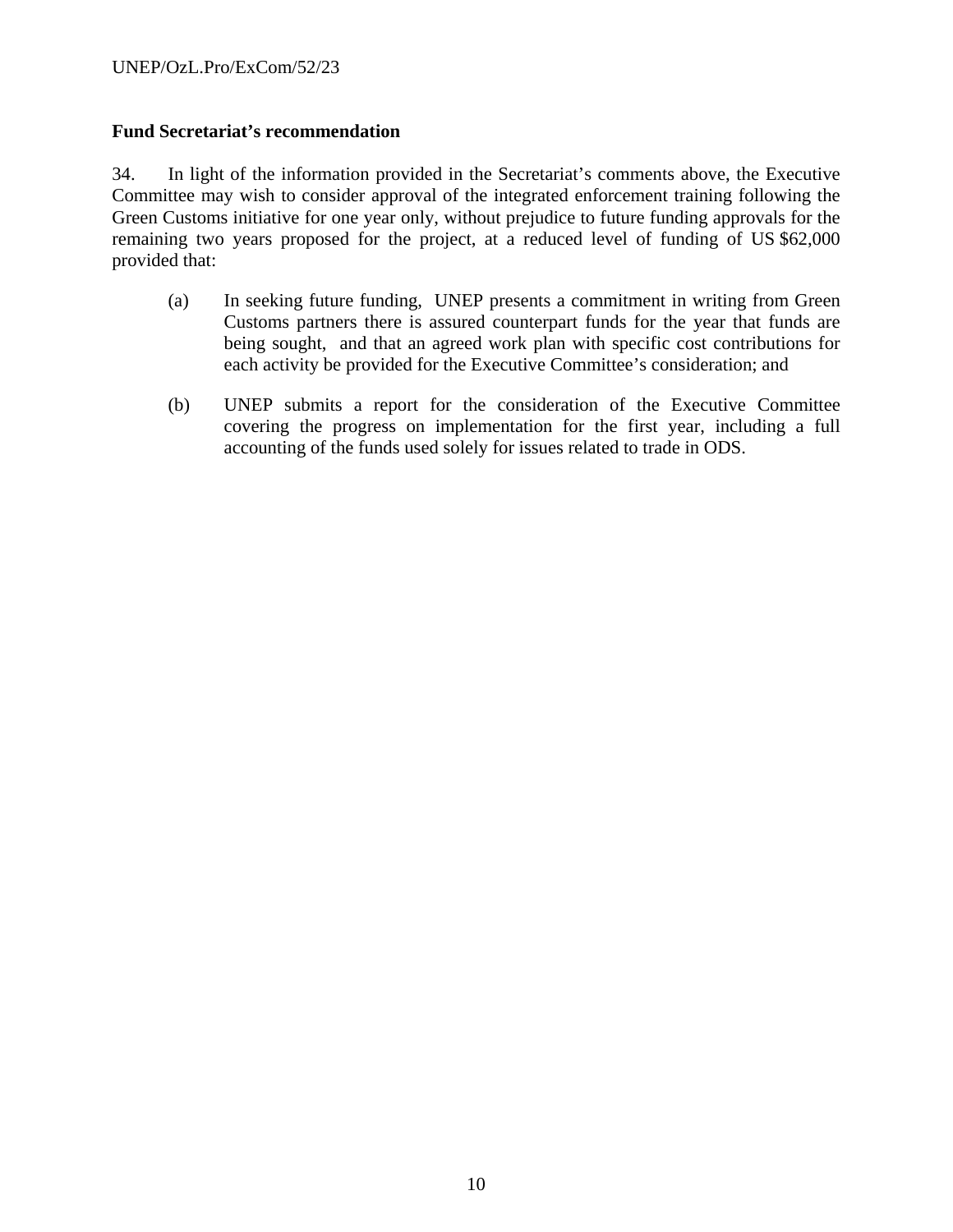**Fund Secretariat's recommendation**

34. In light of the information provided in the Secretariat's comments above, the Executive Committee may wish to consider approval of the integrated enforcement training following the Green Customs initiative for one year only, without prejudice to future funding approvals for the remaining two years proposed for the project, at a reduced level of funding of US $62,000 provided that:

(a) In seeking future funding, UNEP presents a commitment in writing from Green Customs partners there is assured counterpart funds for the year that funds are being sought, and that an agreed work plan with specific cost contributions for each activity be provided for the Executive Committee's consideration; and

(b) UNEP submits a report for the consideration of the Executive Committee covering the progress on implementation for the first year, including a full accounting of the funds used solely for issues related to trade in ODS.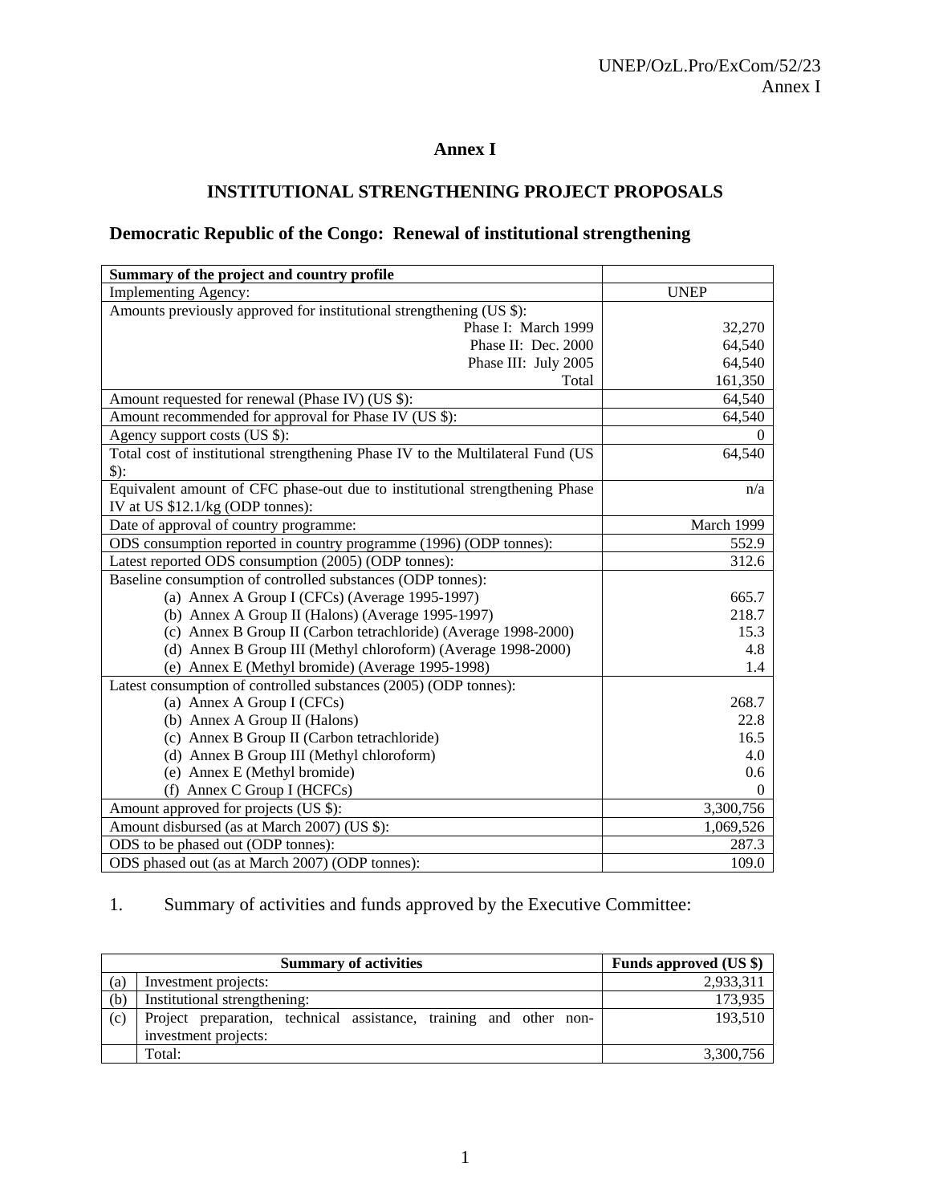# Annex I

## INSTITUTIONAL STRENGTHENING PROJECT PROPOSALS

### Democratic Republic of the Congo: Renewal of institutional strengthening

| Summary of the project and country profile | |
|---|---|
| Implementing Agency: | UNEP |
| Amounts previously approved for institutional strengthening (US $): | |
| Phase I: March 1999 | 32,270 |
| Phase II: Dec. 2000 | 64,540 |
| Phase III: July 2005 | 64,540 |
| Total | 161,350 |
| Amount requested for renewal (Phase IV) (US $): | 64,540 |
| Amount recommended for approval for Phase IV (US $): | 64,540 |
| Agency support costs (US $): | 0 |
| Total cost of institutional strengthening Phase IV to the Multilateral Fund (US $): | 64,540 |
| Equivalent amount of CFC phase-out due to institutional strengthening Phase IV at US $12.1/kg (ODP tonnes): | n/a |
| Date of approval of country programme: | March 1999 |
| ODS consumption reported in country programme (1996) (ODP tonnes): | 552.9 |
| Latest reported ODS consumption (2005) (ODP tonnes): | 312.6 |
| Baseline consumption of controlled substances (ODP tonnes): | |
| (a) Annex A Group I (CFCs) (Average 1995-1997) | 665.7 |
| (b) Annex A Group II (Halons) (Average 1995-1997) | 218.7 |
| (c) Annex B Group II (Carbon tetrachloride) (Average 1998-2000) | 15.3 |
| (d) Annex B Group III (Methyl chloroform) (Average 1998-2000) | 4.8 |
| (e) Annex E (Methyl bromide) (Average 1995-1998) | 1.4 |
| Latest consumption of controlled substances (2005) (ODP tonnes): | |
| (a) Annex A Group I (CFCs) | 268.7 |
| (b) Annex A Group II (Halons) | 22.8 |
| (c) Annex B Group II (Carbon tetrachloride) | 16.5 |
| (d) Annex B Group III (Methyl chloroform) | 4.0 |
| (e) Annex E (Methyl bromide) | 0.6 |
| (f) Annex C Group I (HCFCs) | 0 |
| Amount approved for projects (US $): | 3,300,756 |
| Amount disbursed (as at March 2007) (US $): | 1,069,526 |
| ODS to be phased out (ODP tonnes): | 287.3 |
| ODS phased out (as at March 2007) (ODP tonnes): | 109.0 |

1. Summary of activities and funds approved by the Executive Committee:

| | Summary of activities | Funds approved (US $) |
|---|---|---|
| (a) | Investment projects: | 2,933,311 |
| (b) | Institutional strengthening: | 173,935 |
| (c) | Project preparation, technical assistance, training and other non-investment projects: | 193,510 |
| | Total: | 3,300,756 |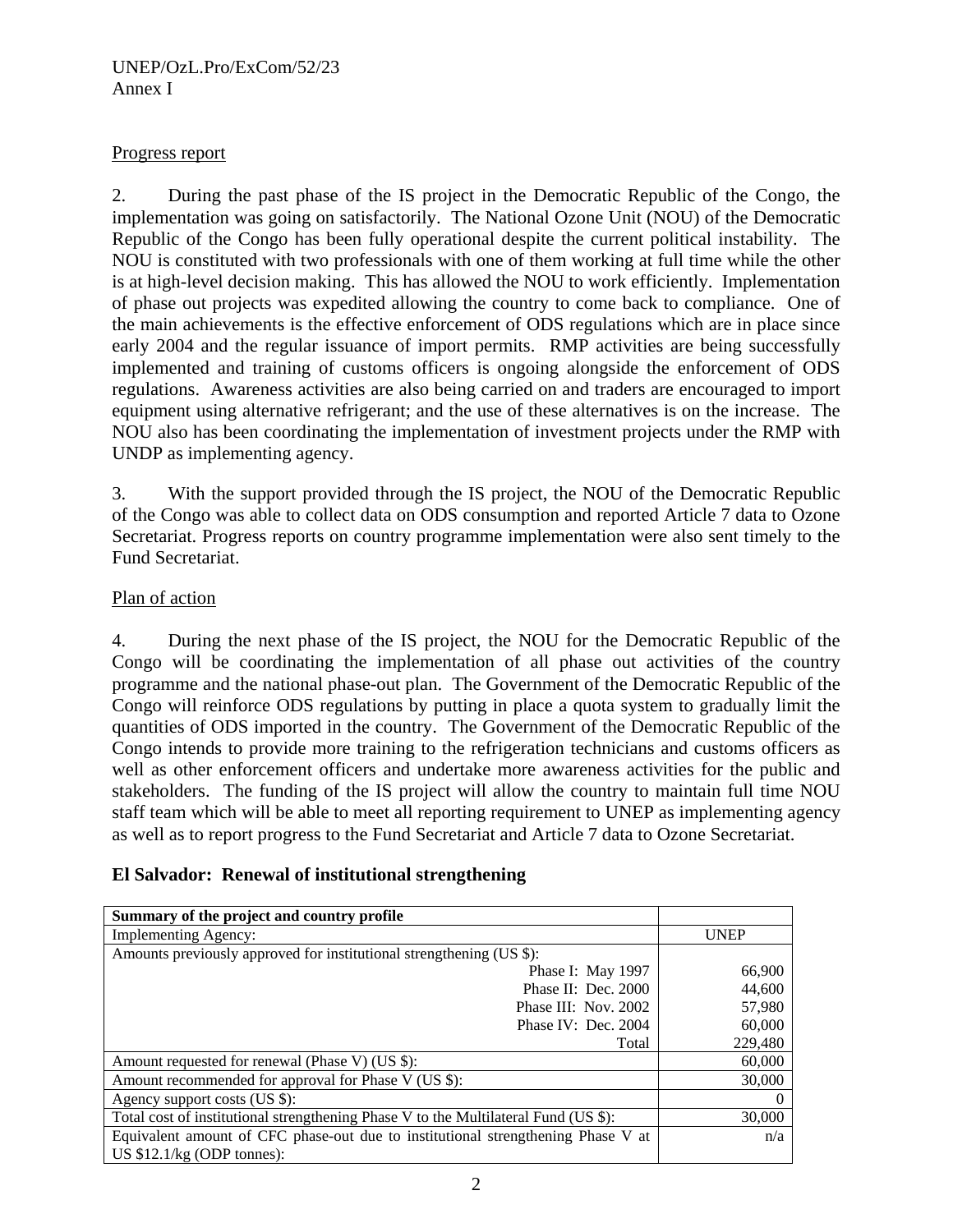Progress report

2. During the past phase of the IS project in the Democratic Republic of the Congo, the implementation was going on satisfactorily. The National Ozone Unit (NOU) of the Democratic Republic of the Congo has been fully operational despite the current political instability. The NOU is constituted with two professionals with one of them working at full time while the other is at high-level decision making. This has allowed the NOU to work efficiently. Implementation of phase out projects was expedited allowing the country to come back to compliance. One of the main achievements is the effective enforcement of ODS regulations which are in place since early 2004 and the regular issuance of import permits. RMP activities are being successfully implemented and training of customs officers is ongoing alongside the enforcement of ODS regulations. Awareness activities are also being carried on and traders are encouraged to import equipment using alternative refrigerant; and the use of these alternatives is on the increase. The NOU also has been coordinating the implementation of investment projects under the RMP with UNDP as implementing agency.

3. With the support provided through the IS project, the NOU of the Democratic Republic of the Congo was able to collect data on ODS consumption and reported Article 7 data to Ozone Secretariat. Progress reports on country programme implementation were also sent timely to the Fund Secretariat.

Plan of action

4. During the next phase of the IS project, the NOU for the Democratic Republic of the Congo will be coordinating the implementation of all phase out activities of the country programme and the national phase-out plan. The Government of the Democratic Republic of the Congo will reinforce ODS regulations by putting in place a quota system to gradually limit the quantities of ODS imported in the country. The Government of the Democratic Republic of the Congo intends to provide more training to the refrigeration technicians and customs officers as well as other enforcement officers and undertake more awareness activities for the public and stakeholders. The funding of the IS project will allow the country to maintain full time NOU staff team which will be able to meet all reporting requirement to UNEP as implementing agency as well as to report progress to the Fund Secretariat and Article 7 data to Ozone Secretariat.

### El Salvador: Renewal of institutional strengthening

| **Summary of the project and country profile** | |
|---|---|
| Implementing Agency: | UNEP |
| Amounts previously approved for institutional strengthening (US $): | |
| Phase I: May 1997 | 66,900 |
| Phase II: Dec. 2000 | 44,600 |
| Phase III: Nov. 2002 | 57,980 |
| Phase IV: Dec. 2004 | 60,000 |
| Total | 229,480 |
| Amount requested for renewal (Phase V) (US $): | 60,000 |
| Amount recommended for approval for Phase V (US $): | 30,000 |
| Agency support costs (US $): | 0 |
| Total cost of institutional strengthening Phase V to the Multilateral Fund (US $): | 30,000 |
| Equivalent amount of CFC phase-out due to institutional strengthening Phase V at US $12.1/kg (ODP tonnes): | n/a |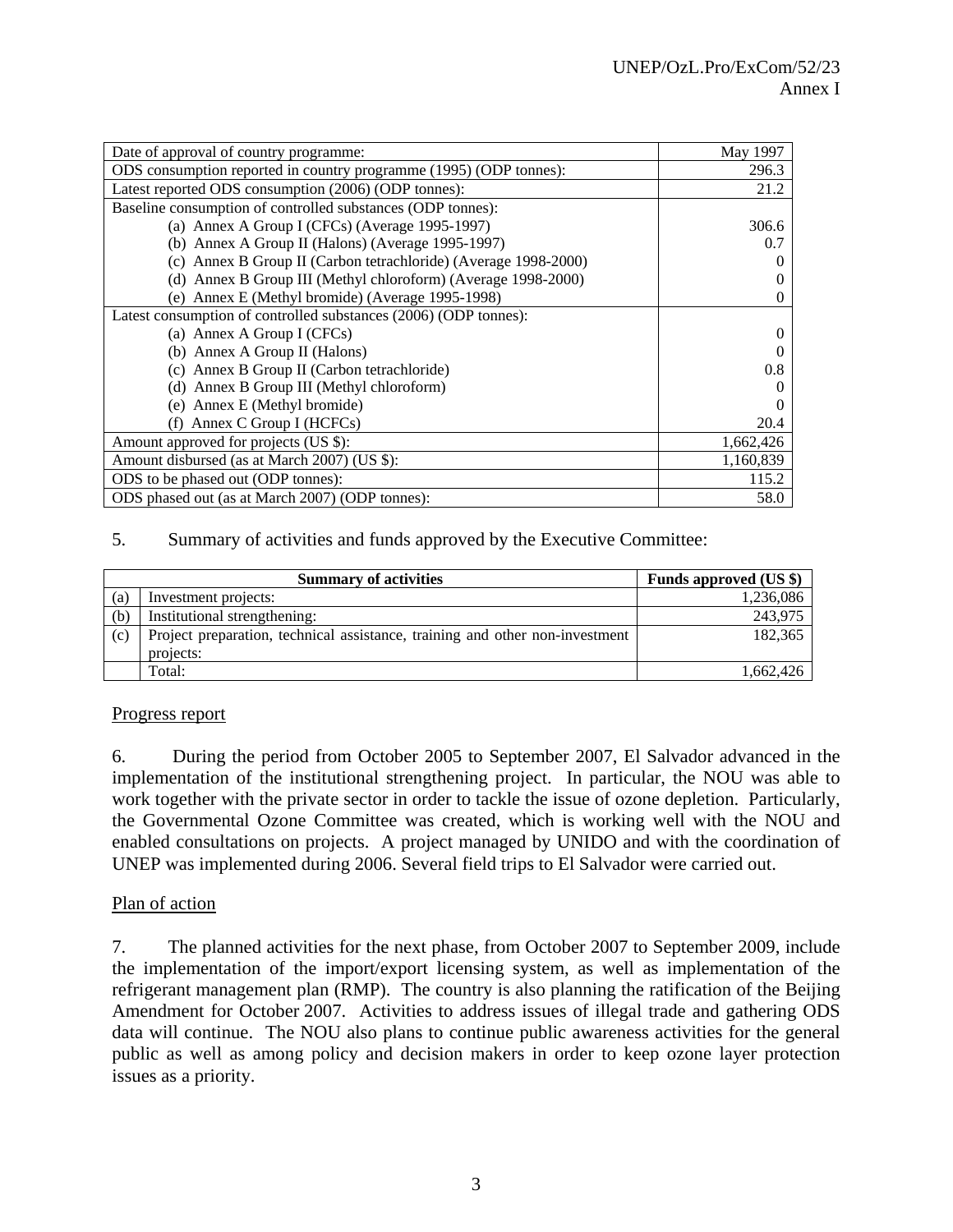| | |
|---|---|
| Date of approval of country programme: | May 1997 |
| ODS consumption reported in country programme (1995) (ODP tonnes): | 296.3 |
| Latest reported ODS consumption (2006) (ODP tonnes): | 21.2 |
| Baseline consumption of controlled substances (ODP tonnes): | |
| (a) Annex A Group I (CFCs) (Average 1995-1997) | 306.6 |
| (b) Annex A Group II (Halons) (Average 1995-1997) | 0.7 |
| (c) Annex B Group II (Carbon tetrachloride) (Average 1998-2000) | 0 |
| (d) Annex B Group III (Methyl chloroform) (Average 1998-2000) | 0 |
| (e) Annex E (Methyl bromide) (Average 1995-1998) | 0 |
| Latest consumption of controlled substances (2006) (ODP tonnes): | |
| (a) Annex A Group I (CFCs) | 0 |
| (b) Annex A Group II (Halons) | 0 |
| (c) Annex B Group II (Carbon tetrachloride) | 0.8 |
| (d) Annex B Group III (Methyl chloroform) | 0 |
| (e) Annex E (Methyl bromide) | 0 |
| (f) Annex C Group I (HCFCs) | 20.4 |
| Amount approved for projects (US $): | 1,662,426 |
| Amount disbursed (as at March 2007) (US $): | 1,160,839 |
| ODS to be phased out (ODP tonnes): | 115.2 |
| ODS phased out (as at March 2007) (ODP tonnes): | 58.0 |

5. Summary of activities and funds approved by the Executive Committee:

| | Summary of activities | Funds approved (US $) |
|---|---|---|
| (a) | Investment projects: | 1,236,086 |
| (b) | Institutional strengthening: | 243,975 |
| (c) | Project preparation, technical assistance, training and other non-investment projects: | 182,365 |
| | Total: | 1,662,426 |

Progress report

6. During the period from October 2005 to September 2007, El Salvador advanced in the implementation of the institutional strengthening project. In particular, the NOU was able to work together with the private sector in order to tackle the issue of ozone depletion. Particularly, the Governmental Ozone Committee was created, which is working well with the NOU and enabled consultations on projects. A project managed by UNIDO and with the coordination of UNEP was implemented during 2006. Several field trips to El Salvador were carried out.

Plan of action

7. The planned activities for the next phase, from October 2007 to September 2009, include the implementation of the import/export licensing system, as well as implementation of the refrigerant management plan (RMP). The country is also planning the ratification of the Beijing Amendment for October 2007. Activities to address issues of illegal trade and gathering ODS data will continue. The NOU also plans to continue public awareness activities for the general public as well as among policy and decision makers in order to keep ozone layer protection issues as a priority.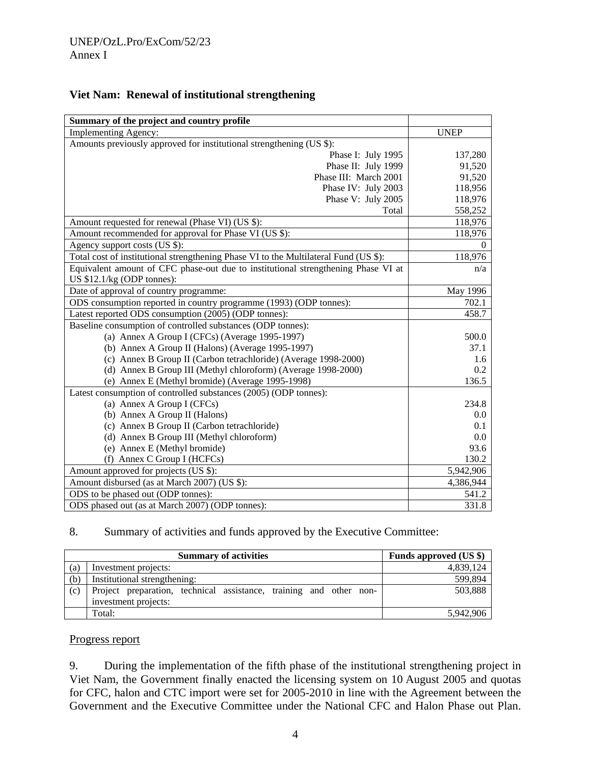## Viet Nam: Renewal of institutional strengthening

| Summary of the project and country profile | |
|---|---|
| Implementing Agency: | UNEP |
| Amounts previously approved for institutional strengthening (US $): | |
| Phase I: July 1995 | 137,280 |
| Phase II: July 1999 | 91,520 |
| Phase III: March 2001 | 91,520 |
| Phase IV: July 2003 | 118,956 |
| Phase V: July 2005 | 118,976 |
| Total | 558,252 |
| Amount requested for renewal (Phase VI) (US $): | 118,976 |
| Amount recommended for approval for Phase VI (US $): | 118,976 |
| Agency support costs (US $): | 0 |
| Total cost of institutional strengthening Phase VI to the Multilateral Fund (US $): | 118,976 |
| Equivalent amount of CFC phase-out due to institutional strengthening Phase VI at US $12.1/kg (ODP tonnes): | n/a |
| Date of approval of country programme: | May 1996 |
| ODS consumption reported in country programme (1993) (ODP tonnes): | 702.1 |
| Latest reported ODS consumption (2005) (ODP tonnes): | 458.7 |
| Baseline consumption of controlled substances (ODP tonnes): | |
| (a) Annex A Group I (CFCs) (Average 1995-1997) | 500.0 |
| (b) Annex A Group II (Halons) (Average 1995-1997) | 37.1 |
| (c) Annex B Group II (Carbon tetrachloride) (Average 1998-2000) | 1.6 |
| (d) Annex B Group III (Methyl chloroform) (Average 1998-2000) | 0.2 |
| (e) Annex E (Methyl bromide) (Average 1995-1998) | 136.5 |
| Latest consumption of controlled substances (2005) (ODP tonnes): | |
| (a) Annex A Group I (CFCs) | 234.8 |
| (b) Annex A Group II (Halons) | 0.0 |
| (c) Annex B Group II (Carbon tetrachloride) | 0.1 |
| (d) Annex B Group III (Methyl chloroform) | 0.0 |
| (e) Annex E (Methyl bromide) | 93.6 |
| (f) Annex C Group I (HCFCs) | 130.2 |
| Amount approved for projects (US $): | 5,942,906 |
| Amount disbursed (as at March 2007) (US $): | 4,386,944 |
| ODS to be phased out (ODP tonnes): | 541.2 |
| ODS phased out (as at March 2007) (ODP tonnes): | 331.8 |

8. Summary of activities and funds approved by the Executive Committee:

| | Summary of activities | Funds approved (US $) |
|---|---|---|
| (a) | Investment projects: | 4,839,124 |
| (b) | Institutional strengthening: | 599,894 |
| (c) | Project preparation, technical assistance, training and other non-investment projects: | 503,888 |
| | Total: | 5,942,906 |

Progress report

9. During the implementation of the fifth phase of the institutional strengthening project in Viet Nam, the Government finally enacted the licensing system on 10 August 2005 and quotas for CFC, halon and CTC import were set for 2005-2010 in line with the Agreement between the Government and the Executive Committee under the National CFC and Halon Phase out Plan.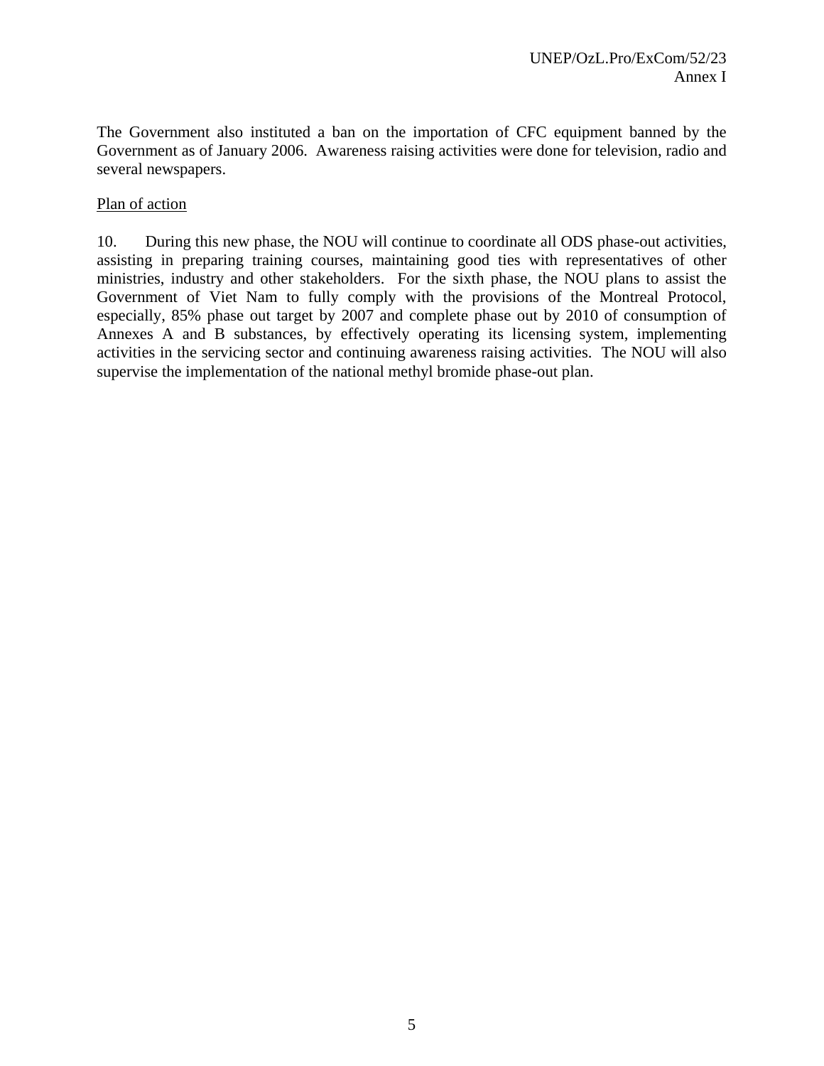The Government also instituted a ban on the importation of CFC equipment banned by the Government as of January 2006. Awareness raising activities were done for television, radio and several newspapers.

Plan of action

10. During this new phase, the NOU will continue to coordinate all ODS phase-out activities, assisting in preparing training courses, maintaining good ties with representatives of other ministries, industry and other stakeholders. For the sixth phase, the NOU plans to assist the Government of Viet Nam to fully comply with the provisions of the Montreal Protocol, especially, 85% phase out target by 2007 and complete phase out by 2010 of consumption of Annexes A and B substances, by effectively operating its licensing system, implementing activities in the servicing sector and continuing awareness raising activities. The NOU will also supervise the implementation of the national methyl bromide phase-out plan.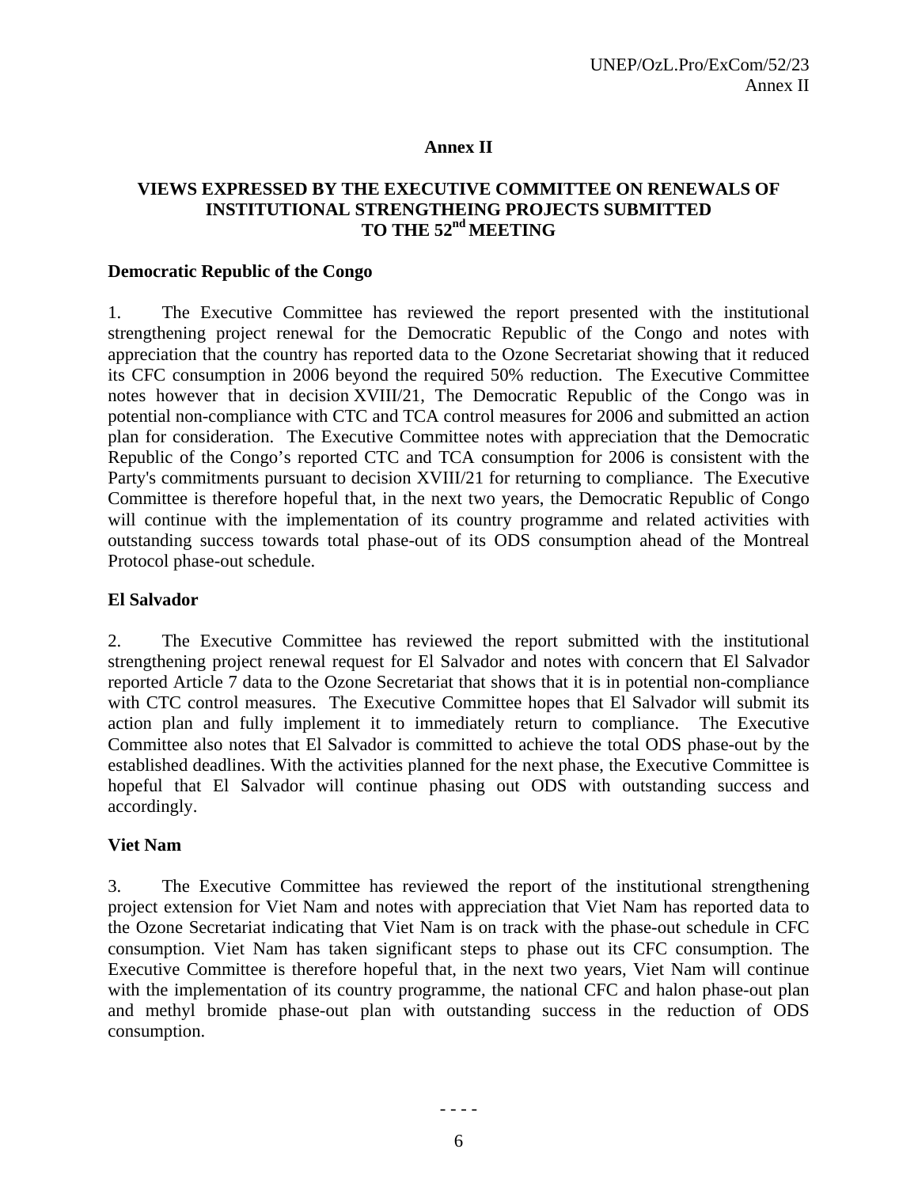# Annex II

## VIEWS EXPRESSED BY THE EXECUTIVE COMMITTEE ON RENEWALS OF INSTITUTIONAL STRENGTHEING PROJECTS SUBMITTED TO THE 52nd MEETING

### Democratic Republic of the Congo

1. The Executive Committee has reviewed the report presented with the institutional strengthening project renewal for the Democratic Republic of the Congo and notes with appreciation that the country has reported data to the Ozone Secretariat showing that it reduced its CFC consumption in 2006 beyond the required 50% reduction. The Executive Committee notes however that in decision XVIII/21, The Democratic Republic of the Congo was in potential non-compliance with CTC and TCA control measures for 2006 and submitted an action plan for consideration. The Executive Committee notes with appreciation that the Democratic Republic of the Congo's reported CTC and TCA consumption for 2006 is consistent with the Party's commitments pursuant to decision XVIII/21 for returning to compliance. The Executive Committee is therefore hopeful that, in the next two years, the Democratic Republic of Congo will continue with the implementation of its country programme and related activities with outstanding success towards total phase-out of its ODS consumption ahead of the Montreal Protocol phase-out schedule.

### El Salvador

2. The Executive Committee has reviewed the report submitted with the institutional strengthening project renewal request for El Salvador and notes with concern that El Salvador reported Article 7 data to the Ozone Secretariat that shows that it is in potential non-compliance with CTC control measures. The Executive Committee hopes that El Salvador will submit its action plan and fully implement it to immediately return to compliance. The Executive Committee also notes that El Salvador is committed to achieve the total ODS phase-out by the established deadlines. With the activities planned for the next phase, the Executive Committee is hopeful that El Salvador will continue phasing out ODS with outstanding success and accordingly.

### Viet Nam

3. The Executive Committee has reviewed the report of the institutional strengthening project extension for Viet Nam and notes with appreciation that Viet Nam has reported data to the Ozone Secretariat indicating that Viet Nam is on track with the phase-out schedule in CFC consumption. Viet Nam has taken significant steps to phase out its CFC consumption. The Executive Committee is therefore hopeful that, in the next two years, Viet Nam will continue with the implementation of its country programme, the national CFC and halon phase-out plan and methyl bromide phase-out plan with outstanding success in the reduction of ODS consumption.

- - - -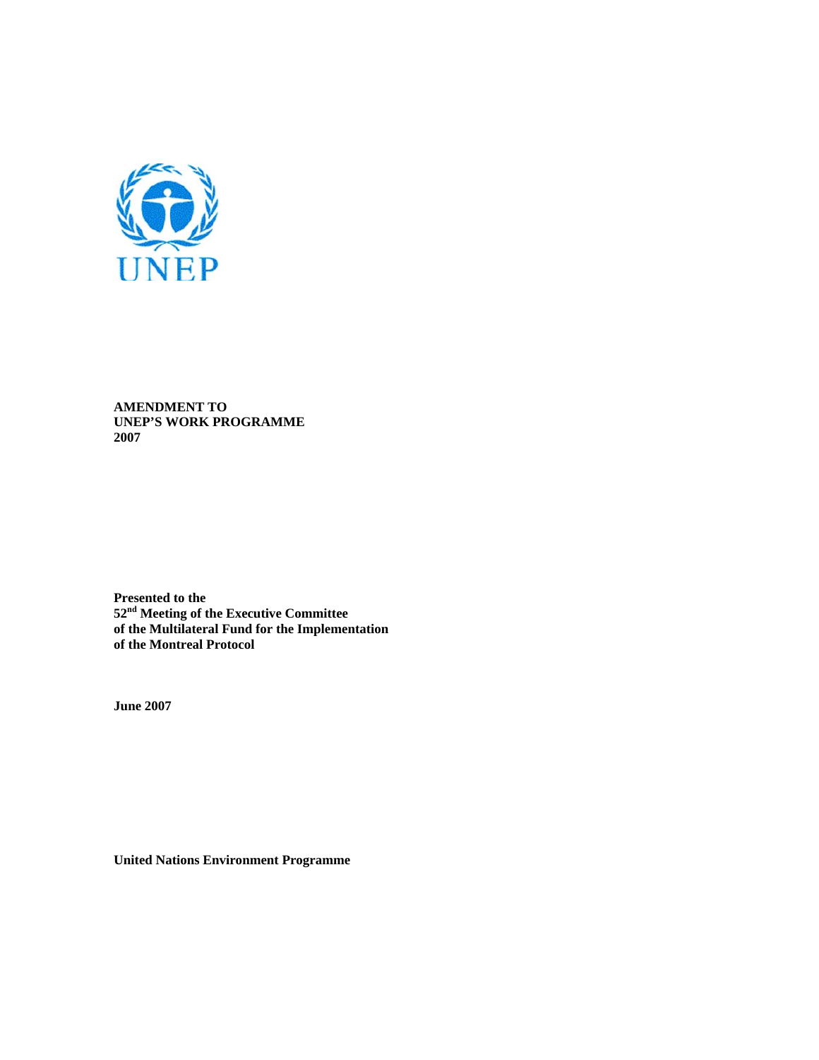**AMENDMENT TO UNEP'S WORK PROGRAMME 2007**

**Presented to the 52nd Meeting of the Executive Committee of the Multilateral Fund for the Implementation of the Montreal Protocol**

**June 2007**

**United Nations Environment Programme**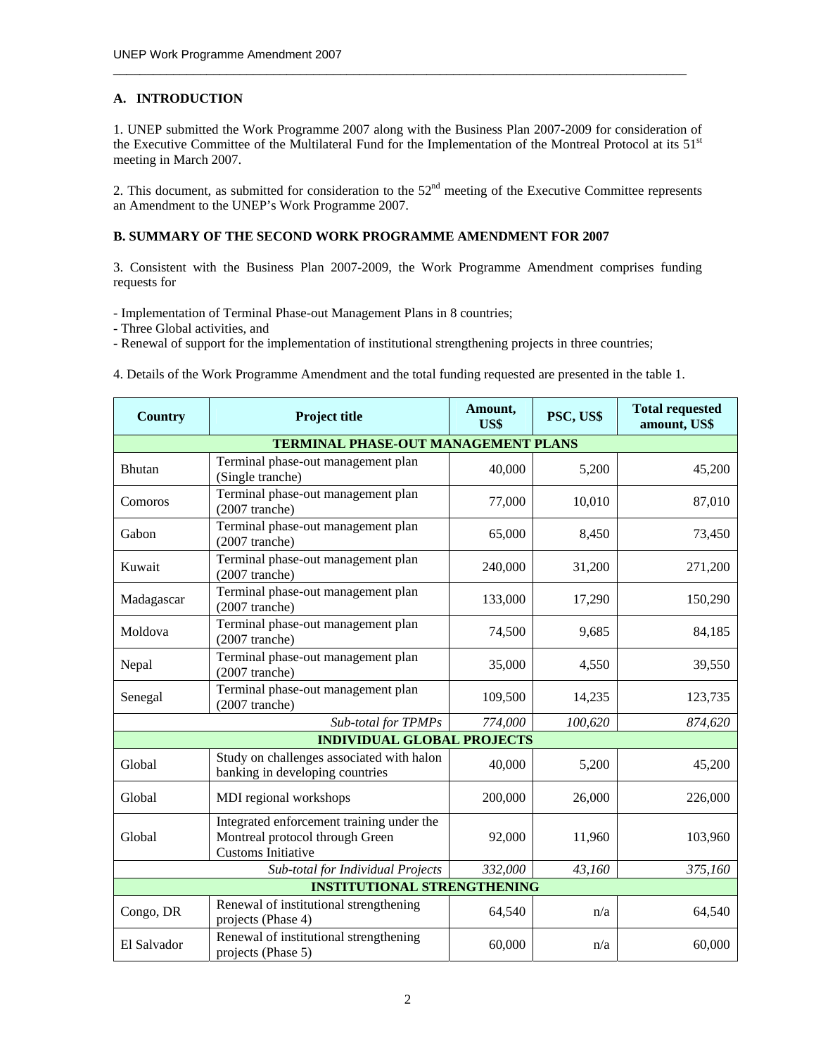## A. INTRODUCTION

1. UNEP submitted the Work Programme 2007 along with the Business Plan 2007-2009 for consideration of the Executive Committee of the Multilateral Fund for the Implementation of the Montreal Protocol at its 51st meeting in March 2007.

2. This document, as submitted for consideration to the 52nd meeting of the Executive Committee represents an Amendment to the UNEP's Work Programme 2007.

## B. SUMMARY OF THE SECOND WORK PROGRAMME AMENDMENT FOR 2007

3. Consistent with the Business Plan 2007-2009, the Work Programme Amendment comprises funding requests for

- Implementation of Terminal Phase-out Management Plans in 8 countries;
- Three Global activities, and
- Renewal of support for the implementation of institutional strengthening projects in three countries;

4. Details of the Work Programme Amendment and the total funding requested are presented in the table 1.

| Country | Project title | Amount, US$ | PSC, US$ | Total requested amount, US$ |
|---|---|---|---|---|
| **TERMINAL PHASE-OUT MANAGEMENT PLANS** | | | | |
| Bhutan | Terminal phase-out management plan (Single tranche) | 40,000 | 5,200 | 45,200 |
| Comoros | Terminal phase-out management plan (2007 tranche) | 77,000 | 10,010 | 87,010 |
| Gabon | Terminal phase-out management plan (2007 tranche) | 65,000 | 8,450 | 73,450 |
| Kuwait | Terminal phase-out management plan (2007 tranche) | 240,000 | 31,200 | 271,200 |
| Madagascar | Terminal phase-out management plan (2007 tranche) | 133,000 | 17,290 | 150,290 |
| Moldova | Terminal phase-out management plan (2007 tranche) | 74,500 | 9,685 | 84,185 |
| Nepal | Terminal phase-out management plan (2007 tranche) | 35,000 | 4,550 | 39,550 |
| Senegal | Terminal phase-out management plan (2007 tranche) | 109,500 | 14,235 | 123,735 |
| | *Sub-total for TPMPs* | *774,000* | *100,620* | *874,620* |
| **INDIVIDUAL GLOBAL PROJECTS** | | | | |
| Global | Study on challenges associated with halon banking in developing countries | 40,000 | 5,200 | 45,200 |
| Global | MDI regional workshops | 200,000 | 26,000 | 226,000 |
| Global | Integrated enforcement training under the Montreal protocol through Green Customs Initiative | 92,000 | 11,960 | 103,960 |
| | *Sub-total for Individual Projects* | *332,000* | *43,160* | *375,160* |
| **INSTITUTIONAL STRENGTHENING** | | | | |
| Congo, DR | Renewal of institutional strengthening projects (Phase 4) | 64,540 | n/a | 64,540 |
| El Salvador | Renewal of institutional strengthening projects (Phase 5) | 60,000 | n/a | 60,000 |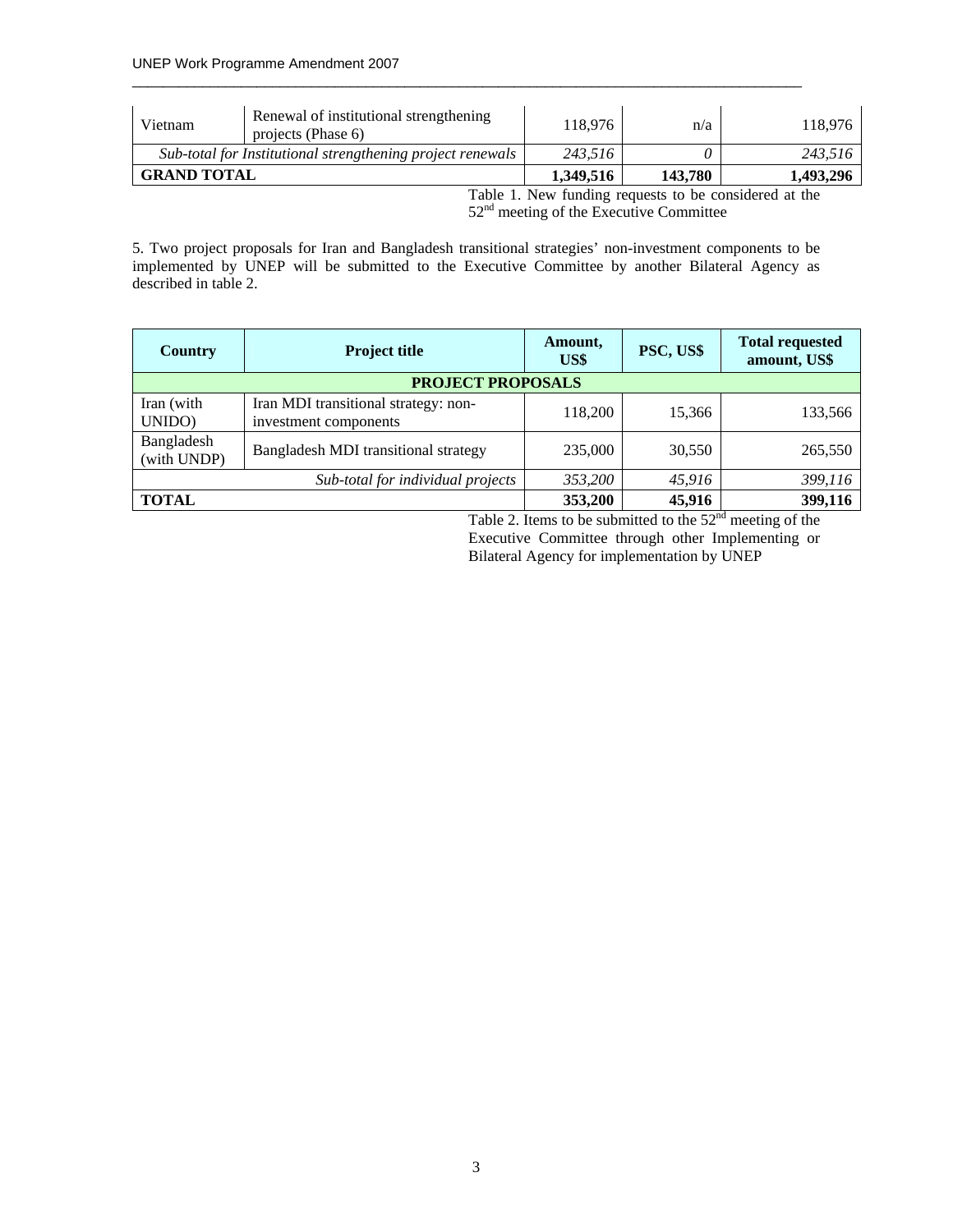| Vietnam | Renewal of institutional strengthening projects (Phase 6) | 118,976 | n/a | 118,976 |
|---|---|---|---|---|
| *Sub-total for Institutional strengthening project renewals* | | *243,516* | *0* | *243,516* |
| **GRAND TOTAL** | | **1,349,516** | **143,780** | **1,493,296** |

Table 1. New funding requests to be considered at the 52nd meeting of the Executive Committee

5. Two project proposals for Iran and Bangladesh transitional strategies' non-investment components to be implemented by UNEP will be submitted to the Executive Committee by another Bilateral Agency as described in table 2.

| Country | Project title | Amount, US$ | PSC, US$ | Total requested amount, US$ |
|---|---|---|---|---|
| **PROJECT PROPOSALS** | | | | |
| Iran (with UNIDO) | Iran MDI transitional strategy: non-investment components | 118,200 | 15,366 | 133,566 |
| Bangladesh (with UNDP) | Bangladesh MDI transitional strategy | 235,000 | 30,550 | 265,550 |
| *Sub-total for individual projects* | | *353,200* | *45,916* | *399,116* |
| **TOTAL** | | **353,200** | **45,916** | **399,116** |

Table 2. Items to be submitted to the 52nd meeting of the Executive Committee through other Implementing or Bilateral Agency for implementation by UNEP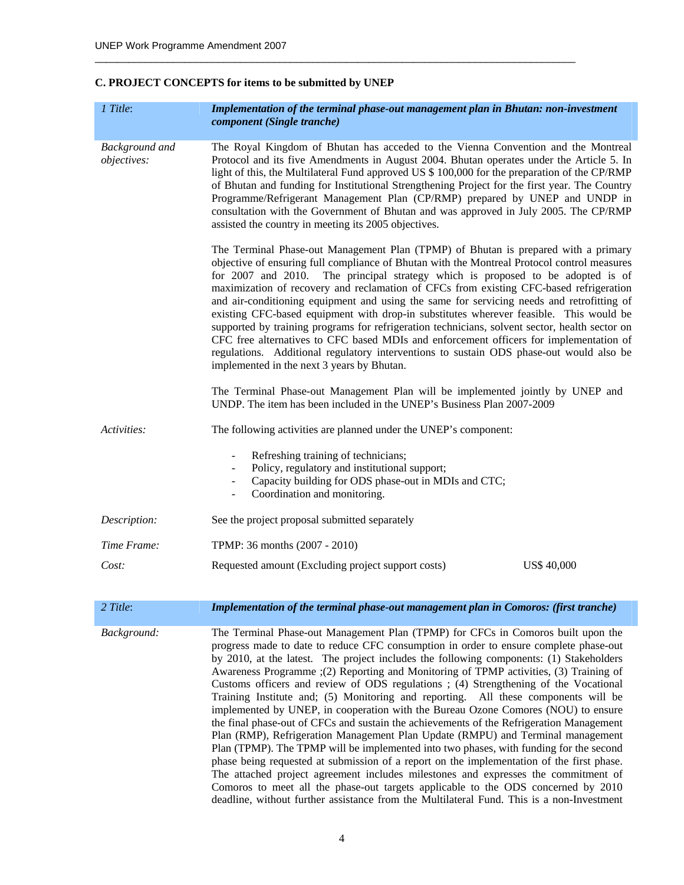## C. PROJECT CONCEPTS for items to be submitted by UNEP

| *1 Title*: | ***Implementation of the terminal phase-out management plan in Bhutan: non-investment component (Single tranche)*** |
|---|---|
| *Background and objectives:* | The Royal Kingdom of Bhutan has acceded to the Vienna Convention and the Montreal Protocol and its five Amendments in August 2004. Bhutan operates under the Article 5. In light of this, the Multilateral Fund approved US $ 100,000 for the preparation of the CP/RMP of Bhutan and funding for Institutional Strengthening Project for the first year. The Country Programme/Refrigerant Management Plan (CP/RMP) prepared by UNEP and UNDP in consultation with the Government of Bhutan and was approved in July 2005. The CP/RMP assisted the country in meeting its 2005 objectives.<br><br>The Terminal Phase-out Management Plan (TPMP) of Bhutan is prepared with a primary objective of ensuring full compliance of Bhutan with the Montreal Protocol control measures for 2007 and 2010. The principal strategy which is proposed to be adopted is of maximization of recovery and reclamation of CFCs from existing CFC-based refrigeration and air-conditioning equipment and using the same for servicing needs and retrofitting of existing CFC-based equipment with drop-in substitutes wherever feasible. This would be supported by training programs for refrigeration technicians, solvent sector, health sector on CFC free alternatives to CFC based MDIs and enforcement officers for implementation of regulations. Additional regulatory interventions to sustain ODS phase-out would also be implemented in the next 3 years by Bhutan.<br><br>The Terminal Phase-out Management Plan will be implemented jointly by UNEP and UNDP. The item has been included in the UNEP's Business Plan 2007-2009 |
| *Activities:* | The following activities are planned under the UNEP's component:<br><br>- Refreshing training of technicians;<br>- Policy, regulatory and institutional support;<br>- Capacity building for ODS phase-out in MDIs and CTC;<br>- Coordination and monitoring. |
| *Description:* | See the project proposal submitted separately |
| *Time Frame:* | TPMP: 36 months (2007 - 2010) |
| *Cost:* | Requested amount (Excluding project support costs) US$ 40,000 |

| *2 Title*: | ***Implementation of the terminal phase-out management plan in Comoros: (first tranche)*** |
|---|---|
| *Background:* | The Terminal Phase-out Management Plan (TPMP) for CFCs in Comoros built upon the progress made to date to reduce CFC consumption in order to ensure complete phase-out by 2010, at the latest. The project includes the following components: (1) Stakeholders Awareness Programme ;(2) Reporting and Monitoring of TPMP activities, (3) Training of Customs officers and review of ODS regulations ; (4) Strengthening of the Vocational Training Institute and; (5) Monitoring and reporting. All these components will be implemented by UNEP, in cooperation with the Bureau Ozone Comores (NOU) to ensure the final phase-out of CFCs and sustain the achievements of the Refrigeration Management Plan (RMP), Refrigeration Management Plan Update (RMPU) and Terminal management Plan (TPMP). The TPMP will be implemented into two phases, with funding for the second phase being requested at submission of a report on the implementation of the first phase. The attached project agreement includes milestones and expresses the commitment of Comoros to meet all the phase-out targets applicable to the ODS concerned by 2010 deadline, without further assistance from the Multilateral Fund. This is a non-Investment |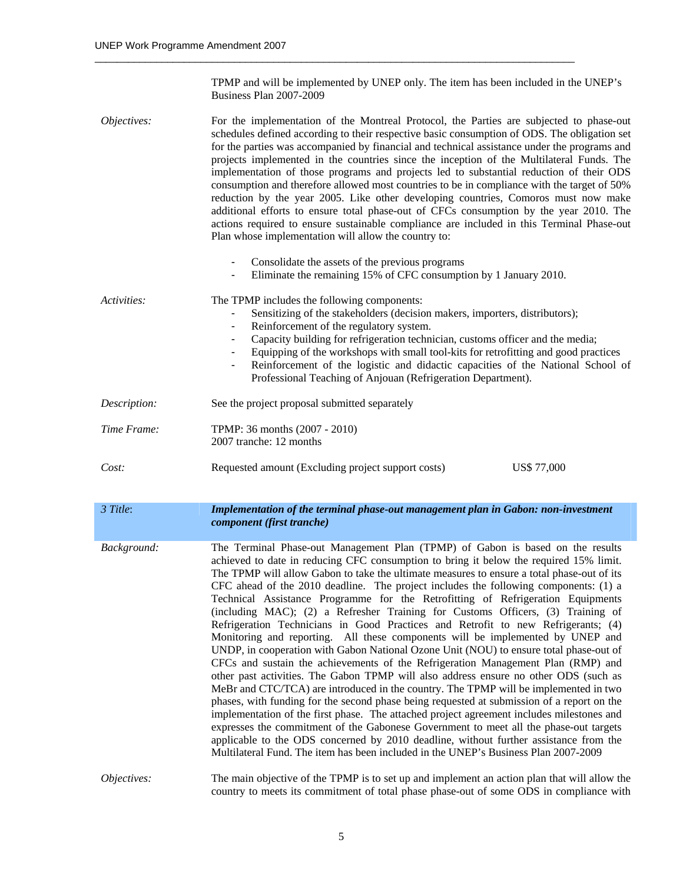TPMP and will be implemented by UNEP only. The item has been included in the UNEP's Business Plan 2007-2009

*Objectives:* For the implementation of the Montreal Protocol, the Parties are subjected to phase-out schedules defined according to their respective basic consumption of ODS. The obligation set for the parties was accompanied by financial and technical assistance under the programs and projects implemented in the countries since the inception of the Multilateral Funds. The implementation of those programs and projects led to substantial reduction of their ODS consumption and therefore allowed most countries to be in compliance with the target of 50% reduction by the year 2005. Like other developing countries, Comoros must now make additional efforts to ensure total phase-out of CFCs consumption by the year 2010. The actions required to ensure sustainable compliance are included in this Terminal Phase-out Plan whose implementation will allow the country to:

- Consolidate the assets of the previous programs
- Eliminate the remaining 15% of CFC consumption by 1 January 2010.

*Activities:* The TPMP includes the following components:

- Sensitizing of the stakeholders (decision makers, importers, distributors);
- Reinforcement of the regulatory system.
- Capacity building for refrigeration technician, customs officer and the media;
- Equipping of the workshops with small tool-kits for retrofitting and good practices
- Reinforcement of the logistic and didactic capacities of the National School of Professional Teaching of Anjouan (Refrigeration Department).

*Description:* See the project proposal submitted separately

*Time Frame:* TPMP: 36 months (2007 - 2010)
2007 tranche: 12 months

*Cost:* Requested amount (Excluding project support costs) US$ 77,000

| *3 Title*: | ***Implementation of the terminal phase-out management plan in Gabon: non-investment component (first tranche)*** |
|---|---|

*Background:* The Terminal Phase-out Management Plan (TPMP) of Gabon is based on the results achieved to date in reducing CFC consumption to bring it below the required 15% limit. The TPMP will allow Gabon to take the ultimate measures to ensure a total phase-out of its CFC ahead of the 2010 deadline. The project includes the following components: (1) a Technical Assistance Programme for the Retrofitting of Refrigeration Equipments (including MAC); (2) a Refresher Training for Customs Officers, (3) Training of Refrigeration Technicians in Good Practices and Retrofit to new Refrigerants; (4) Monitoring and reporting. All these components will be implemented by UNEP and UNDP, in cooperation with Gabon National Ozone Unit (NOU) to ensure total phase-out of CFCs and sustain the achievements of the Refrigeration Management Plan (RMP) and other past activities. The Gabon TPMP will also address ensure no other ODS (such as MeBr and CTC/TCA) are introduced in the country. The TPMP will be implemented in two phases, with funding for the second phase being requested at submission of a report on the implementation of the first phase. The attached project agreement includes milestones and expresses the commitment of the Gabonese Government to meet all the phase-out targets applicable to the ODS concerned by 2010 deadline, without further assistance from the Multilateral Fund. The item has been included in the UNEP's Business Plan 2007-2009

*Objectives:* The main objective of the TPMP is to set up and implement an action plan that will allow the country to meets its commitment of total phase phase-out of some ODS in compliance with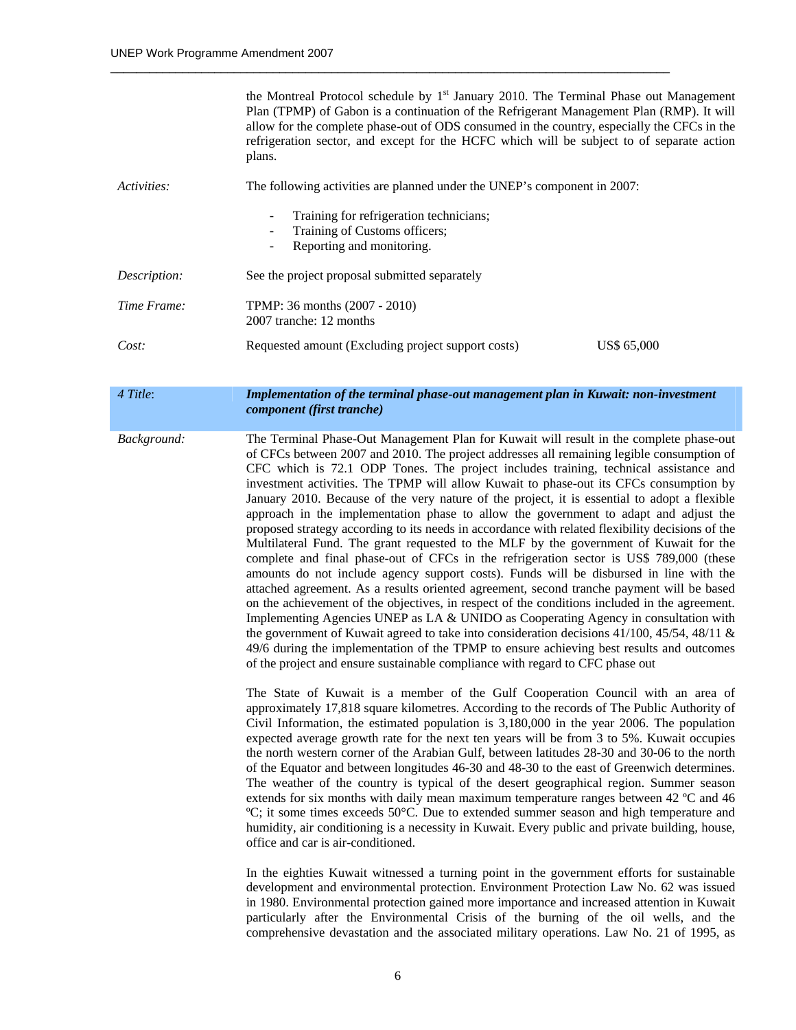the Montreal Protocol schedule by 1st January 2010. The Terminal Phase out Management Plan (TPMP) of Gabon is a continuation of the Refrigerant Management Plan (RMP). It will allow for the complete phase-out of ODS consumed in the country, especially the CFCs in the refrigeration sector, and except for the HCFC which will be subject to of separate action plans.

| | |
|---|---|
| *Activities:* | The following activities are planned under the UNEP's component in 2007:<br>- Training for refrigeration technicians;<br>- Training of Customs officers;<br>- Reporting and monitoring. |
| *Description:* | See the project proposal submitted separately |
| *Time Frame:* | TPMP: 36 months (2007 - 2010)<br>2007 tranche: 12 months |
| *Cost:* | Requested amount (Excluding project support costs) US$ 65,000 |

| *4 Title*: | ***Implementation of the terminal phase-out management plan in Kuwait: non-investment component (first tranche)*** |
|---|---|

*Background:*

The Terminal Phase-Out Management Plan for Kuwait will result in the complete phase-out of CFCs between 2007 and 2010. The project addresses all remaining legible consumption of CFC which is 72.1 ODP Tones. The project includes training, technical assistance and investment activities. The TPMP will allow Kuwait to phase-out its CFCs consumption by January 2010. Because of the very nature of the project, it is essential to adopt a flexible approach in the implementation phase to allow the government to adapt and adjust the proposed strategy according to its needs in accordance with related flexibility decisions of the Multilateral Fund. The grant requested to the MLF by the government of Kuwait for the complete and final phase-out of CFCs in the refrigeration sector is US$ 789,000 (these amounts do not include agency support costs). Funds will be disbursed in line with the attached agreement. As a results oriented agreement, second tranche payment will be based on the achievement of the objectives, in respect of the conditions included in the agreement. Implementing Agencies UNEP as LA & UNIDO as Cooperating Agency in consultation with the government of Kuwait agreed to take into consideration decisions 41/100, 45/54, 48/11 & 49/6 during the implementation of the TPMP to ensure achieving best results and outcomes of the project and ensure sustainable compliance with regard to CFC phase out

The State of Kuwait is a member of the Gulf Cooperation Council with an area of approximately 17,818 square kilometres. According to the records of The Public Authority of Civil Information, the estimated population is 3,180,000 in the year 2006. The population expected average growth rate for the next ten years will be from 3 to 5%. Kuwait occupies the north western corner of the Arabian Gulf, between latitudes 28-30 and 30-06 to the north of the Equator and between longitudes 46-30 and 48-30 to the east of Greenwich determines. The weather of the country is typical of the desert geographical region. Summer season extends for six months with daily mean maximum temperature ranges between 42 ºC and 46 ºC; it some times exceeds 50°C. Due to extended summer season and high temperature and humidity, air conditioning is a necessity in Kuwait. Every public and private building, house, office and car is air-conditioned.

In the eighties Kuwait witnessed a turning point in the government efforts for sustainable development and environmental protection. Environment Protection Law No. 62 was issued in 1980. Environmental protection gained more importance and increased attention in Kuwait particularly after the Environmental Crisis of the burning of the oil wells, and the comprehensive devastation and the associated military operations. Law No. 21 of 1995, as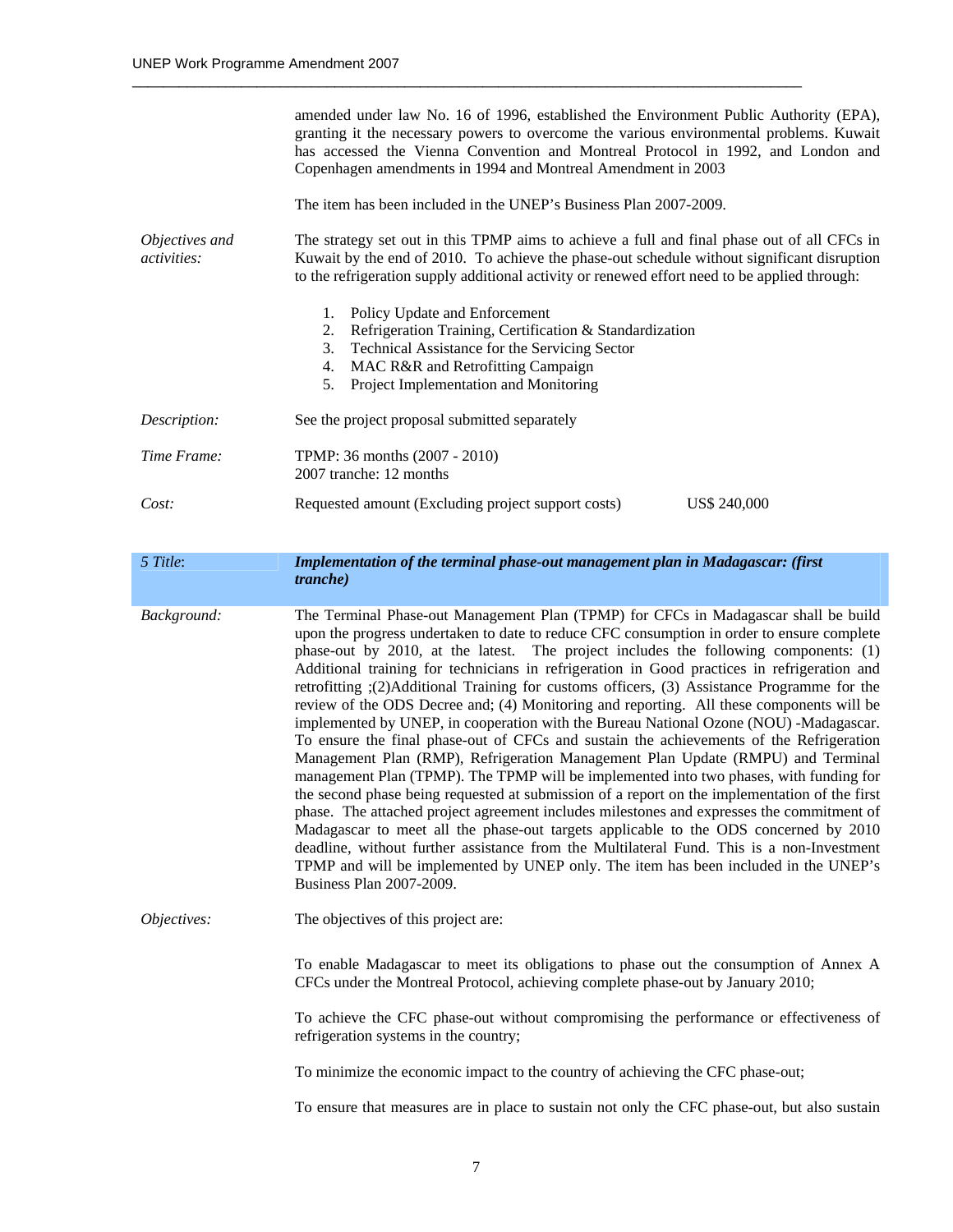amended under law No. 16 of 1996, established the Environment Public Authority (EPA), granting it the necessary powers to overcome the various environmental problems. Kuwait has accessed the Vienna Convention and Montreal Protocol in 1992, and London and Copenhagen amendments in 1994 and Montreal Amendment in 2003

The item has been included in the UNEP's Business Plan 2007-2009.

| | |
|---|---|
| *Objectives and activities:* | The strategy set out in this TPMP aims to achieve a full and final phase out of all CFCs in Kuwait by the end of 2010. To achieve the phase-out schedule without significant disruption to the refrigeration supply additional activity or renewed effort need to be applied through:<br><br>1. Policy Update and Enforcement<br>2. Refrigeration Training, Certification & Standardization<br>3. Technical Assistance for the Servicing Sector<br>4. MAC R&R and Retrofitting Campaign<br>5. Project Implementation and Monitoring |
| *Description:* | See the project proposal submitted separately |
| *Time Frame:* | TPMP: 36 months (2007 - 2010)<br>2007 tranche: 12 months |
| *Cost:* | Requested amount (Excluding project support costs) US$ 240,000 |

| | |
|---|---|
| *5 Title*: | ***Implementation of the terminal phase-out management plan in Madagascar: (first tranche)*** |
| *Background:* | The Terminal Phase-out Management Plan (TPMP) for CFCs in Madagascar shall be build upon the progress undertaken to date to reduce CFC consumption in order to ensure complete phase-out by 2010, at the latest. The project includes the following components: (1) Additional training for technicians in refrigeration in Good practices in refrigeration and retrofitting ;(2)Additional Training for customs officers, (3) Assistance Programme for the review of the ODS Decree and; (4) Monitoring and reporting. All these components will be implemented by UNEP, in cooperation with the Bureau National Ozone (NOU) -Madagascar. To ensure the final phase-out of CFCs and sustain the achievements of the Refrigeration Management Plan (RMP), Refrigeration Management Plan Update (RMPU) and Terminal management Plan (TPMP). The TPMP will be implemented into two phases, with funding for the second phase being requested at submission of a report on the implementation of the first phase. The attached project agreement includes milestones and expresses the commitment of Madagascar to meet all the phase-out targets applicable to the ODS concerned by 2010 deadline, without further assistance from the Multilateral Fund. This is a non-Investment TPMP and will be implemented by UNEP only. The item has been included in the UNEP's Business Plan 2007-2009. |
| *Objectives:* | The objectives of this project are:<br><br>To enable Madagascar to meet its obligations to phase out the consumption of Annex A CFCs under the Montreal Protocol, achieving complete phase-out by January 2010;<br><br>To achieve the CFC phase-out without compromising the performance or effectiveness of refrigeration systems in the country;<br><br>To minimize the economic impact to the country of achieving the CFC phase-out;<br><br>To ensure that measures are in place to sustain not only the CFC phase-out, but also sustain |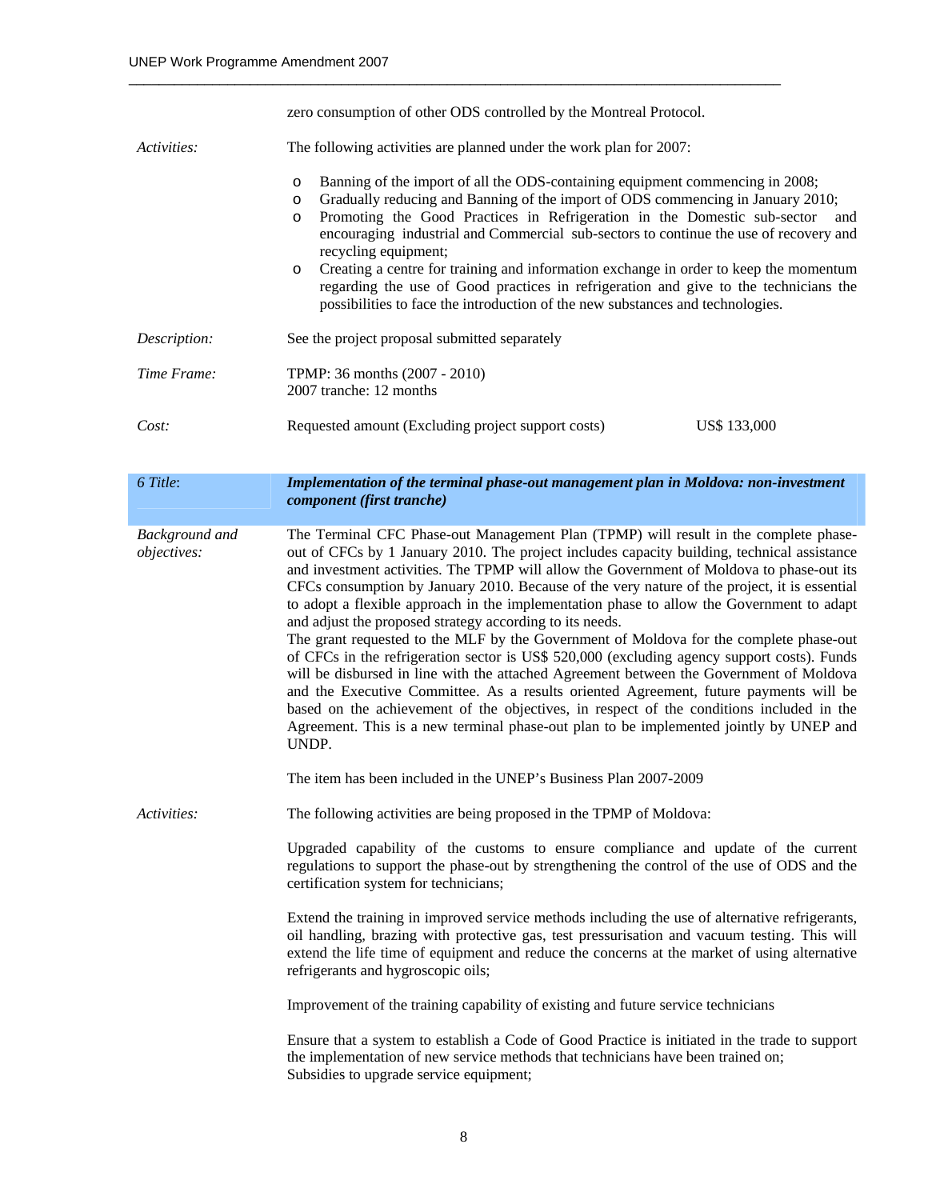| | |
|---|---|
| | zero consumption of other ODS controlled by the Montreal Protocol. |
| *Activities:* | The following activities are planned under the work plan for 2007:<br>o Banning of the import of all the ODS-containing equipment commencing in 2008;<br>o Gradually reducing and Banning of the import of ODS commencing in January 2010;<br>o Promoting the Good Practices in Refrigeration in the Domestic sub-sector and encouraging industrial and Commercial sub-sectors to continue the use of recovery and recycling equipment;<br>o Creating a centre for training and information exchange in order to keep the momentum regarding the use of Good practices in refrigeration and give to the technicians the possibilities to face the introduction of the new substances and technologies. |
| *Description:* | See the project proposal submitted separately |
| *Time Frame:* | TPMP: 36 months (2007 - 2010)<br>2007 tranche: 12 months |
| *Cost:* | Requested amount (Excluding project support costs) US$ 133,000 |

| | |
|---|---|
| *6 Title*: | ***Implementation of the terminal phase-out management plan in Moldova: non-investment component (first tranche)*** |
| *Background and objectives:* | The Terminal CFC Phase-out Management Plan (TPMP) will result in the complete phase-out of CFCs by 1 January 2010. The project includes capacity building, technical assistance and investment activities. The TPMP will allow the Government of Moldova to phase-out its CFCs consumption by January 2010. Because of the very nature of the project, it is essential to adopt a flexible approach in the implementation phase to allow the Government to adapt and adjust the proposed strategy according to its needs.<br>The grant requested to the MLF by the Government of Moldova for the complete phase-out of CFCs in the refrigeration sector is US$ 520,000 (excluding agency support costs). Funds will be disbursed in line with the attached Agreement between the Government of Moldova and the Executive Committee. As a results oriented Agreement, future payments will be based on the achievement of the objectives, in respect of the conditions included in the Agreement. This is a new terminal phase-out plan to be implemented jointly by UNEP and UNDP.<br><br>The item has been included in the UNEP's Business Plan 2007-2009 |
| *Activities:* | The following activities are being proposed in the TPMP of Moldova:<br><br>Upgraded capability of the customs to ensure compliance and update of the current regulations to support the phase-out by strengthening the control of the use of ODS and the certification system for technicians;<br><br>Extend the training in improved service methods including the use of alternative refrigerants, oil handling, brazing with protective gas, test pressurisation and vacuum testing. This will extend the life time of equipment and reduce the concerns at the market of using alternative refrigerants and hygroscopic oils;<br><br>Improvement of the training capability of existing and future service technicians<br><br>Ensure that a system to establish a Code of Good Practice is initiated in the trade to support the implementation of new service methods that technicians have been trained on;<br>Subsidies to upgrade service equipment; |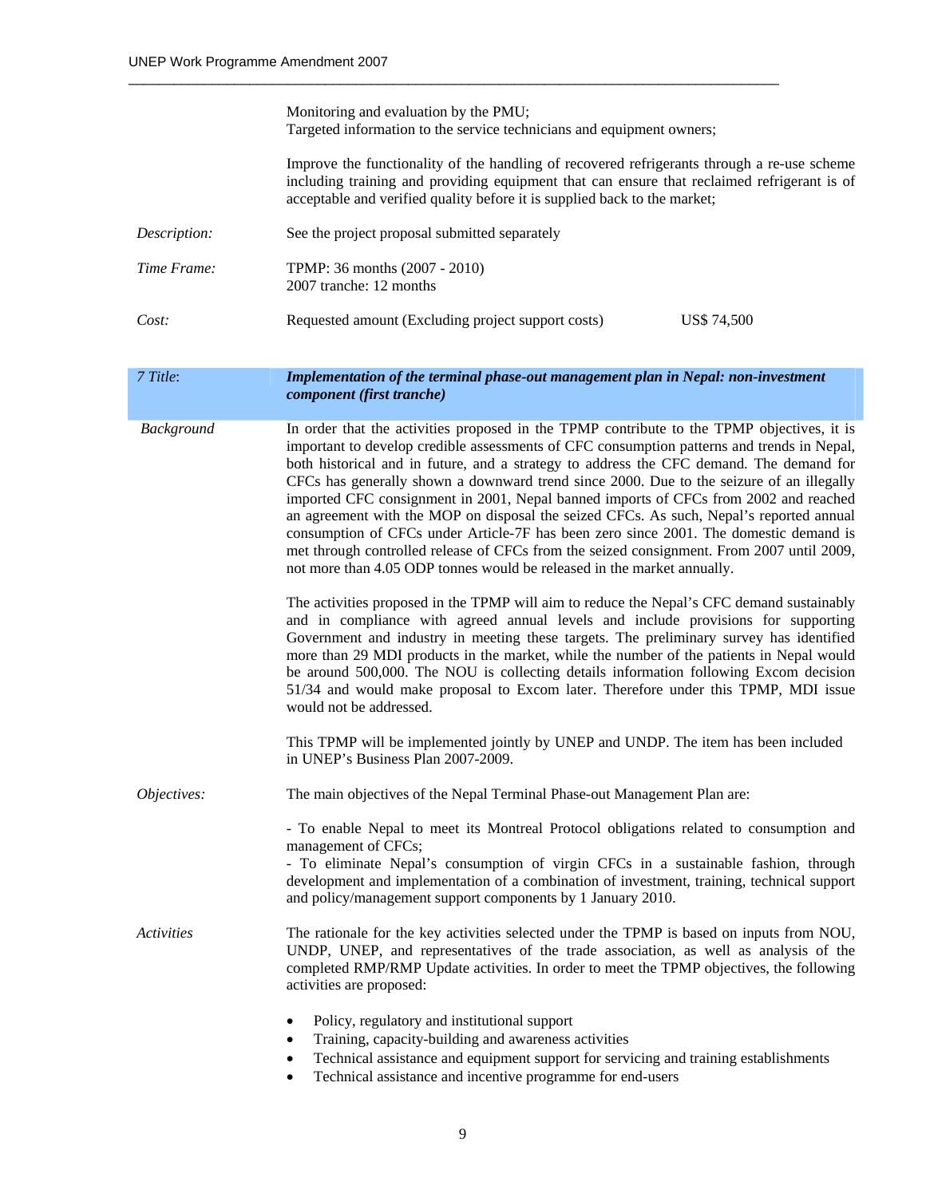| | |
|---|---|
| | Monitoring and evaluation by the PMU;<br>Targeted information to the service technicians and equipment owners;<br><br>Improve the functionality of the handling of recovered refrigerants through a re-use scheme including training and providing equipment that can ensure that reclaimed refrigerant is of acceptable and verified quality before it is supplied back to the market; |
| *Description:* | See the project proposal submitted separately |
| *Time Frame:* | TPMP: 36 months (2007 - 2010)<br>2007 tranche: 12 months |
| *Cost:* | Requested amount (Excluding project support costs) US$ 74,500 |

| *7 Title:* | ***Implementation of the terminal phase-out management plan in Nepal: non-investment component (first tranche)*** |
|---|---|
| *Background* | In order that the activities proposed in the TPMP contribute to the TPMP objectives, it is important to develop credible assessments of CFC consumption patterns and trends in Nepal, both historical and in future, and a strategy to address the CFC demand. The demand for CFCs has generally shown a downward trend since 2000. Due to the seizure of an illegally imported CFC consignment in 2001, Nepal banned imports of CFCs from 2002 and reached an agreement with the MOP on disposal the seized CFCs. As such, Nepal's reported annual consumption of CFCs under Article-7F has been zero since 2001. The domestic demand is met through controlled release of CFCs from the seized consignment. From 2007 until 2009, not more than 4.05 ODP tonnes would be released in the market annually.<br><br>The activities proposed in the TPMP will aim to reduce the Nepal's CFC demand sustainably and in compliance with agreed annual levels and include provisions for supporting Government and industry in meeting these targets. The preliminary survey has identified more than 29 MDI products in the market, while the number of the patients in Nepal would be around 500,000. The NOU is collecting details information following Excom decision 51/34 and would make proposal to Excom later. Therefore under this TPMP, MDI issue would not be addressed.<br><br>This TPMP will be implemented jointly by UNEP and UNDP. The item has been included in UNEP's Business Plan 2007-2009. |
| *Objectives:* | The main objectives of the Nepal Terminal Phase-out Management Plan are:<br><br>- To enable Nepal to meet its Montreal Protocol obligations related to consumption and management of CFCs;<br>- To eliminate Nepal's consumption of virgin CFCs in a sustainable fashion, through development and implementation of a combination of investment, training, technical support and policy/management support components by 1 January 2010. |
| *Activities* | The rationale for the key activities selected under the TPMP is based on inputs from NOU, UNDP, UNEP, and representatives of the trade association, as well as analysis of the completed RMP/RMP Update activities. In order to meet the TPMP objectives, the following activities are proposed:<br><br>• Policy, regulatory and institutional support<br>• Training, capacity-building and awareness activities<br>• Technical assistance and equipment support for servicing and training establishments<br>• Technical assistance and incentive programme for end-users |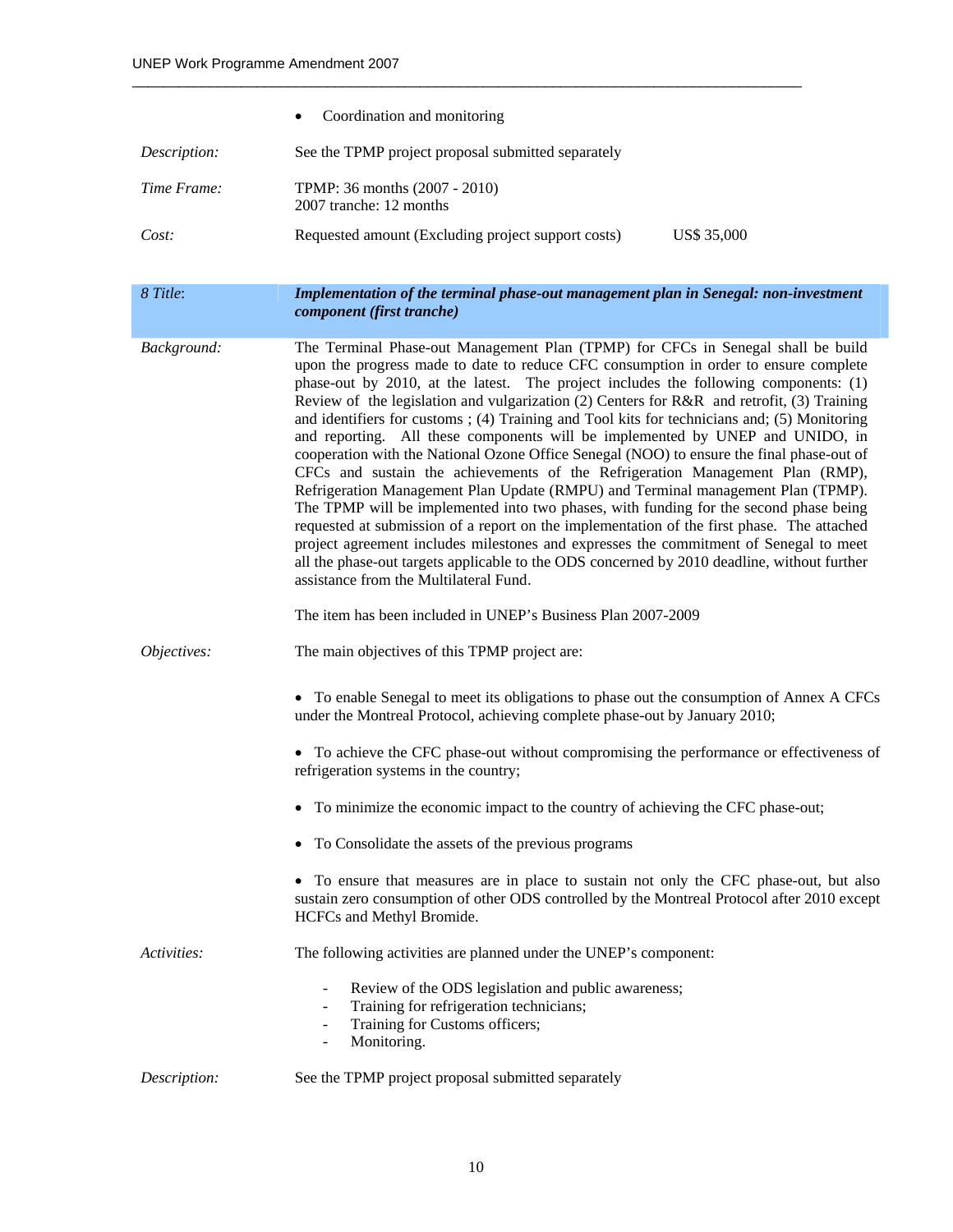- Coordination and monitoring

| | | |
|---|---|---|
| *Description:* | See the TPMP project proposal submitted separately | |
| *Time Frame:* | TPMP: 36 months (2007 - 2010)<br>2007 tranche: 12 months | |
| *Cost:* | Requested amount (Excluding project support costs) | US$ 35,000 |

| *8 Title*: | ***Implementation of the terminal phase-out management plan in Senegal: non-investment component (first tranche)*** |
|---|---|

*Background:*

The Terminal Phase-out Management Plan (TPMP) for CFCs in Senegal shall be build upon the progress made to date to reduce CFC consumption in order to ensure complete phase-out by 2010, at the latest. The project includes the following components: (1) Review of the legislation and vulgarization (2) Centers for R&R and retrofit, (3) Training and identifiers for customs ; (4) Training and Tool kits for technicians and; (5) Monitoring and reporting. All these components will be implemented by UNEP and UNIDO, in cooperation with the National Ozone Office Senegal (NOO) to ensure the final phase-out of CFCs and sustain the achievements of the Refrigeration Management Plan (RMP), Refrigeration Management Plan Update (RMPU) and Terminal management Plan (TPMP). The TPMP will be implemented into two phases, with funding for the second phase being requested at submission of a report on the implementation of the first phase. The attached project agreement includes milestones and expresses the commitment of Senegal to meet all the phase-out targets applicable to the ODS concerned by 2010 deadline, without further assistance from the Multilateral Fund.

The item has been included in UNEP's Business Plan 2007-2009

*Objectives:*

The main objectives of this TPMP project are:

- To enable Senegal to meet its obligations to phase out the consumption of Annex A CFCs under the Montreal Protocol, achieving complete phase-out by January 2010;
- To achieve the CFC phase-out without compromising the performance or effectiveness of refrigeration systems in the country;
- To minimize the economic impact to the country of achieving the CFC phase-out;
- To Consolidate the assets of the previous programs
- To ensure that measures are in place to sustain not only the CFC phase-out, but also sustain zero consumption of other ODS controlled by the Montreal Protocol after 2010 except HCFCs and Methyl Bromide.

*Activities:*

The following activities are planned under the UNEP's component:

- Review of the ODS legislation and public awareness;
- Training for refrigeration technicians;
- Training for Customs officers;
- Monitoring.

*Description:*

See the TPMP project proposal submitted separately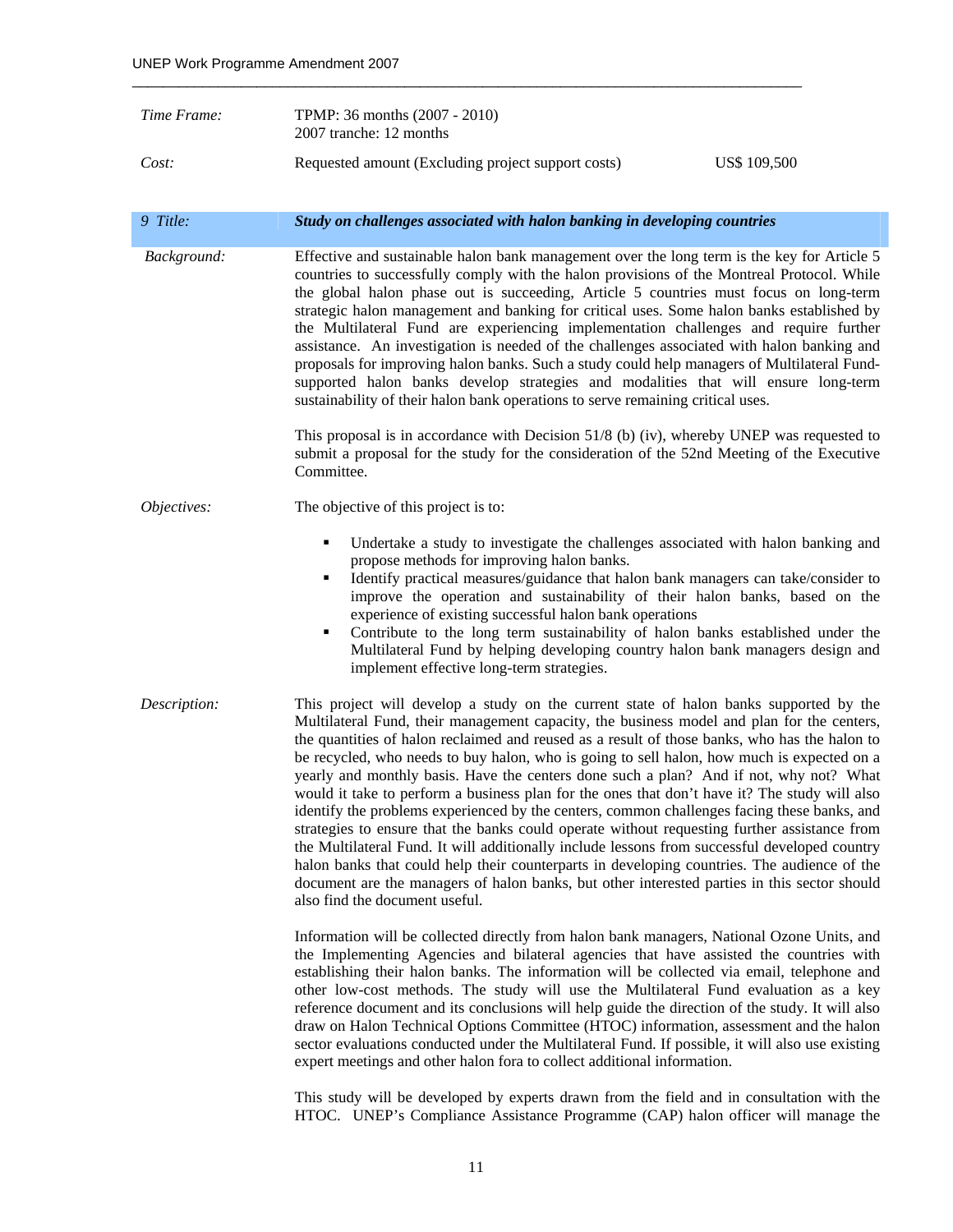| | | |
|---|---|---|
| *Time Frame:* | TPMP: 36 months (2007 - 2010)<br>2007 tranche: 12 months | |
| *Cost:* | Requested amount (Excluding project support costs) | US$ 109,500 |

| *9 Title:* | ***Study on challenges associated with halon banking in developing countries*** |
|---|---|

*Background:*

Effective and sustainable halon bank management over the long term is the key for Article 5 countries to successfully comply with the halon provisions of the Montreal Protocol. While the global halon phase out is succeeding, Article 5 countries must focus on long-term strategic halon management and banking for critical uses. Some halon banks established by the Multilateral Fund are experiencing implementation challenges and require further assistance. An investigation is needed of the challenges associated with halon banking and proposals for improving halon banks. Such a study could help managers of Multilateral Fund-supported halon banks develop strategies and modalities that will ensure long-term sustainability of their halon bank operations to serve remaining critical uses.

This proposal is in accordance with Decision 51/8 (b) (iv), whereby UNEP was requested to submit a proposal for the study for the consideration of the 52nd Meeting of the Executive Committee.

*Objectives:*

The objective of this project is to:

- Undertake a study to investigate the challenges associated with halon banking and propose methods for improving halon banks.
- Identify practical measures/guidance that halon bank managers can take/consider to improve the operation and sustainability of their halon banks, based on the experience of existing successful halon bank operations
- Contribute to the long term sustainability of halon banks established under the Multilateral Fund by helping developing country halon bank managers design and implement effective long-term strategies.

*Description:*

This project will develop a study on the current state of halon banks supported by the Multilateral Fund, their management capacity, the business model and plan for the centers, the quantities of halon reclaimed and reused as a result of those banks, who has the halon to be recycled, who needs to buy halon, who is going to sell halon, how much is expected on a yearly and monthly basis. Have the centers done such a plan? And if not, why not? What would it take to perform a business plan for the ones that don't have it? The study will also identify the problems experienced by the centers, common challenges facing these banks, and strategies to ensure that the banks could operate without requesting further assistance from the Multilateral Fund. It will additionally include lessons from successful developed country halon banks that could help their counterparts in developing countries. The audience of the document are the managers of halon banks, but other interested parties in this sector should also find the document useful.

Information will be collected directly from halon bank managers, National Ozone Units, and the Implementing Agencies and bilateral agencies that have assisted the countries with establishing their halon banks. The information will be collected via email, telephone and other low-cost methods. The study will use the Multilateral Fund evaluation as a key reference document and its conclusions will help guide the direction of the study. It will also draw on Halon Technical Options Committee (HTOC) information, assessment and the halon sector evaluations conducted under the Multilateral Fund. If possible, it will also use existing expert meetings and other halon fora to collect additional information.

This study will be developed by experts drawn from the field and in consultation with the HTOC. UNEP's Compliance Assistance Programme (CAP) halon officer will manage the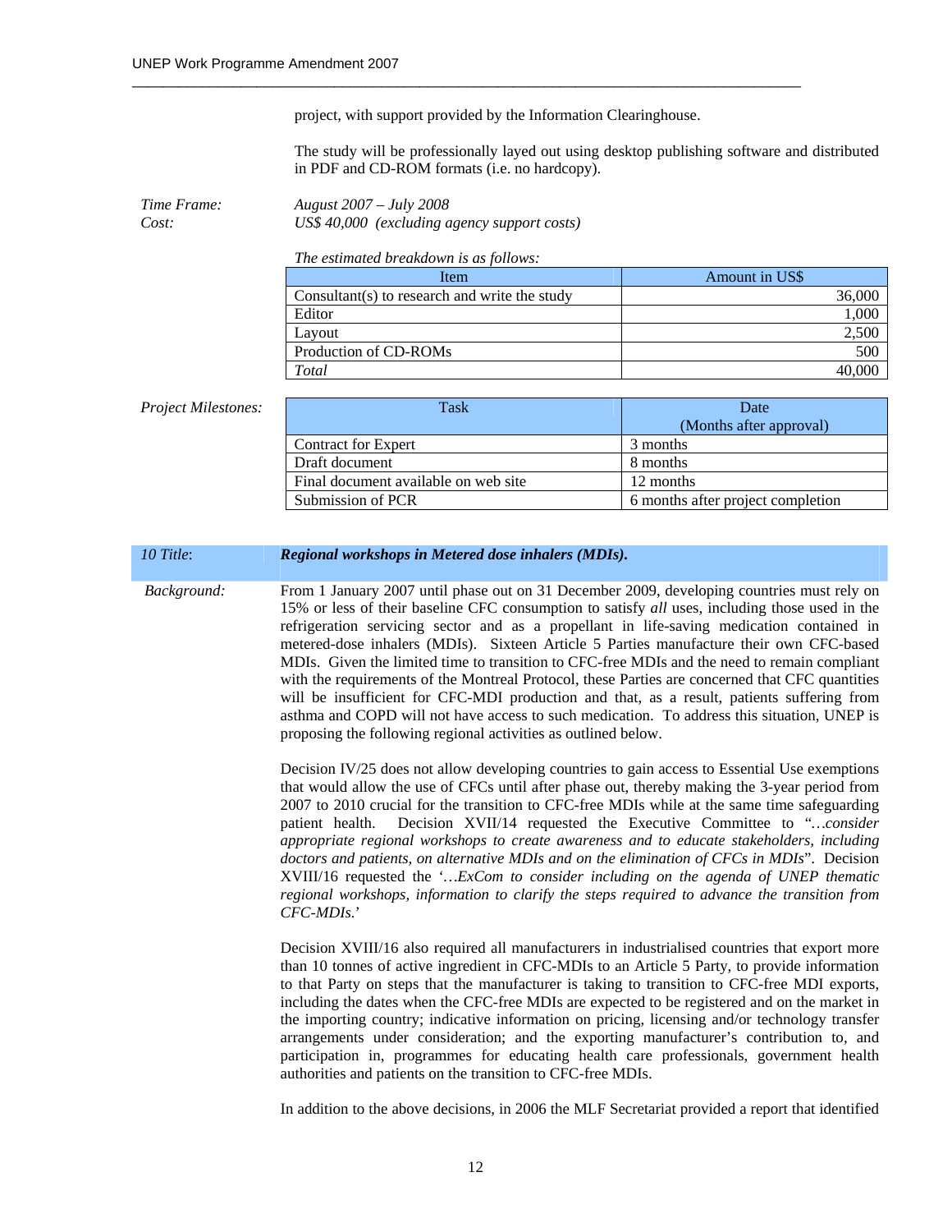project, with support provided by the Information Clearinghouse.

The study will be professionally layed out using desktop publishing software and distributed in PDF and CD-ROM formats (i.e. no hardcopy).

*Time Frame:* *August 2007 – July 2008*
*Cost:* *US$ 40,000 (excluding agency support costs)*

*The estimated breakdown is as follows:*

| Item | Amount in US$ |
|---|---|
| Consultant(s) to research and write the study | 36,000 |
| Editor | 1,000 |
| Layout | 2,500 |
| Production of CD-ROMs | 500 |
| *Total* | 40,000 |

*Project Milestones:*

| Task | Date (Months after approval) |
|---|---|
| Contract for Expert | 3 months |
| Draft document | 8 months |
| Final document available on web site | 12 months |
| Submission of PCR | 6 months after project completion |

*10 Title*: ***Regional workshops in Metered dose inhalers (MDIs).***

*Background:*

From 1 January 2007 until phase out on 31 December 2009, developing countries must rely on 15% or less of their baseline CFC consumption to satisfy *all* uses, including those used in the refrigeration servicing sector and as a propellant in life-saving medication contained in metered-dose inhalers (MDIs). Sixteen Article 5 Parties manufacture their own CFC-based MDIs. Given the limited time to transition to CFC-free MDIs and the need to remain compliant with the requirements of the Montreal Protocol, these Parties are concerned that CFC quantities will be insufficient for CFC-MDI production and that, as a result, patients suffering from asthma and COPD will not have access to such medication. To address this situation, UNEP is proposing the following regional activities as outlined below.

Decision IV/25 does not allow developing countries to gain access to Essential Use exemptions that would allow the use of CFCs until after phase out, thereby making the 3-year period from 2007 to 2010 crucial for the transition to CFC-free MDIs while at the same time safeguarding patient health. Decision XVII/14 requested the Executive Committee to "*…consider appropriate regional workshops to create awareness and to educate stakeholders, including doctors and patients, on alternative MDIs and on the elimination of CFCs in MDIs*". Decision XVIII/16 requested the '*…ExCom to consider including on the agenda of UNEP thematic regional workshops, information to clarify the steps required to advance the transition from CFC-MDIs.*'

Decision XVIII/16 also required all manufacturers in industrialised countries that export more than 10 tonnes of active ingredient in CFC-MDIs to an Article 5 Party, to provide information to that Party on steps that the manufacturer is taking to transition to CFC-free MDI exports, including the dates when the CFC-free MDIs are expected to be registered and on the market in the importing country; indicative information on pricing, licensing and/or technology transfer arrangements under consideration; and the exporting manufacturer's contribution to, and participation in, programmes for educating health care professionals, government health authorities and patients on the transition to CFC-free MDIs.

In addition to the above decisions, in 2006 the MLF Secretariat provided a report that identified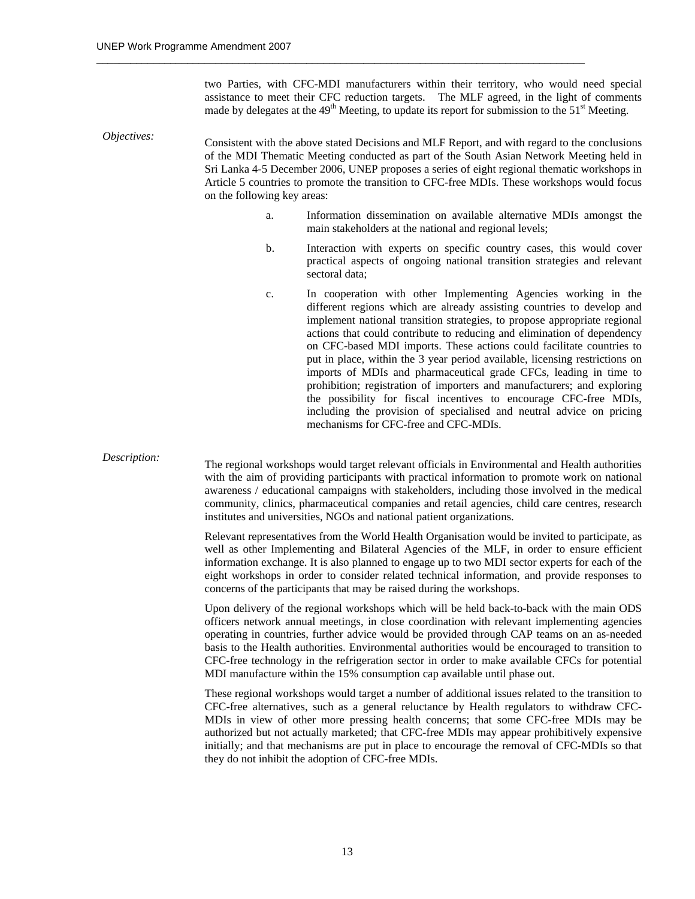two Parties, with CFC-MDI manufacturers within their territory, who would need special assistance to meet their CFC reduction targets. The MLF agreed, in the light of comments made by delegates at the 49th Meeting, to update its report for submission to the 51st Meeting.

*Objectives:*

Consistent with the above stated Decisions and MLF Report, and with regard to the conclusions of the MDI Thematic Meeting conducted as part of the South Asian Network Meeting held in Sri Lanka 4-5 December 2006, UNEP proposes a series of eight regional thematic workshops in Article 5 countries to promote the transition to CFC-free MDIs. These workshops would focus on the following key areas:

a. Information dissemination on available alternative MDIs amongst the main stakeholders at the national and regional levels;

b. Interaction with experts on specific country cases, this would cover practical aspects of ongoing national transition strategies and relevant sectoral data;

c. In cooperation with other Implementing Agencies working in the different regions which are already assisting countries to develop and implement national transition strategies, to propose appropriate regional actions that could contribute to reducing and elimination of dependency on CFC-based MDI imports. These actions could facilitate countries to put in place, within the 3 year period available, licensing restrictions on imports of MDIs and pharmaceutical grade CFCs, leading in time to prohibition; registration of importers and manufacturers; and exploring the possibility for fiscal incentives to encourage CFC-free MDIs, including the provision of specialised and neutral advice on pricing mechanisms for CFC-free and CFC-MDIs.

*Description:*

The regional workshops would target relevant officials in Environmental and Health authorities with the aim of providing participants with practical information to promote work on national awareness / educational campaigns with stakeholders, including those involved in the medical community, clinics, pharmaceutical companies and retail agencies, child care centres, research institutes and universities, NGOs and national patient organizations.

Relevant representatives from the World Health Organisation would be invited to participate, as well as other Implementing and Bilateral Agencies of the MLF, in order to ensure efficient information exchange. It is also planned to engage up to two MDI sector experts for each of the eight workshops in order to consider related technical information, and provide responses to concerns of the participants that may be raised during the workshops.

Upon delivery of the regional workshops which will be held back-to-back with the main ODS officers network annual meetings, in close coordination with relevant implementing agencies operating in countries, further advice would be provided through CAP teams on an as-needed basis to the Health authorities. Environmental authorities would be encouraged to transition to CFC-free technology in the refrigeration sector in order to make available CFCs for potential MDI manufacture within the 15% consumption cap available until phase out.

These regional workshops would target a number of additional issues related to the transition to CFC-free alternatives, such as a general reluctance by Health regulators to withdraw CFC-MDIs in view of other more pressing health concerns; that some CFC-free MDIs may be authorized but not actually marketed; that CFC-free MDIs may appear prohibitively expensive initially; and that mechanisms are put in place to encourage the removal of CFC-MDIs so that they do not inhibit the adoption of CFC-free MDIs.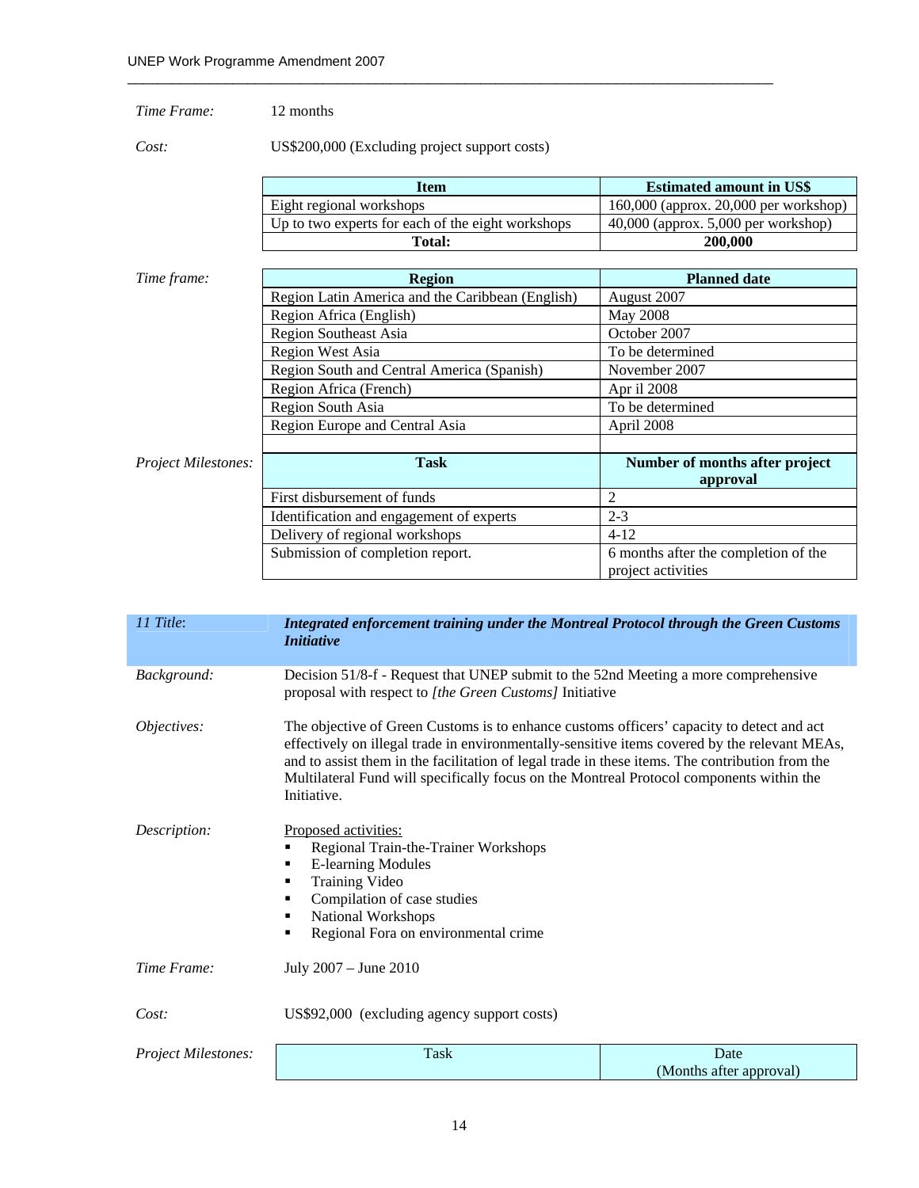*Time Frame:* 12 months

*Cost:* US$200,000 (Excluding project support costs)

| Item | Estimated amount in US$ |
|---|---|
| Eight regional workshops | 160,000 (approx. 20,000 per workshop) |
| Up to two experts for each of the eight workshops | 40,000 (approx. 5,000 per workshop) |
| **Total:** | **200,000** |

*Time frame:*

| Region | Planned date |
|---|---|
| Region Latin America and the Caribbean (English) | August 2007 |
| Region Africa (English) | May 2008 |
| Region Southeast Asia | October 2007 |
| Region West Asia | To be determined |
| Region South and Central America (Spanish) | November 2007 |
| Region Africa (French) | Apr il 2008 |
| Region South Asia | To be determined |
| Region Europe and Central Asia | April 2008 |

*Project Milestones:*

| Task | Number of months after project approval |
|---|---|
| First disbursement of funds | 2 |
| Identification and engagement of experts | 2-3 |
| Delivery of regional workshops | 4-12 |
| Submission of completion report. | 6 months after the completion of the project activities |

*11 Title:* ***Integrated enforcement training under the Montreal Protocol through the Green Customs Initiative***

*Background:* Decision 51/8-f - Request that UNEP submit to the 52nd Meeting a more comprehensive proposal with respect to *[the Green Customs]* Initiative

*Objectives:* The objective of Green Customs is to enhance customs officers' capacity to detect and act effectively on illegal trade in environmentally-sensitive items covered by the relevant MEAs, and to assist them in the facilitation of legal trade in these items. The contribution from the Multilateral Fund will specifically focus on the Montreal Protocol components within the Initiative.

*Description:* Proposed activities:

- Regional Train-the-Trainer Workshops
- E-learning Modules
- Training Video
- Compilation of case studies
- National Workshops
- Regional Fora on environmental crime

*Time Frame:* July 2007 – June 2010

*Cost:* US$92,000 (excluding agency support costs)

*Project Milestones:*

| Task | Date (Months after approval) |
|---|---|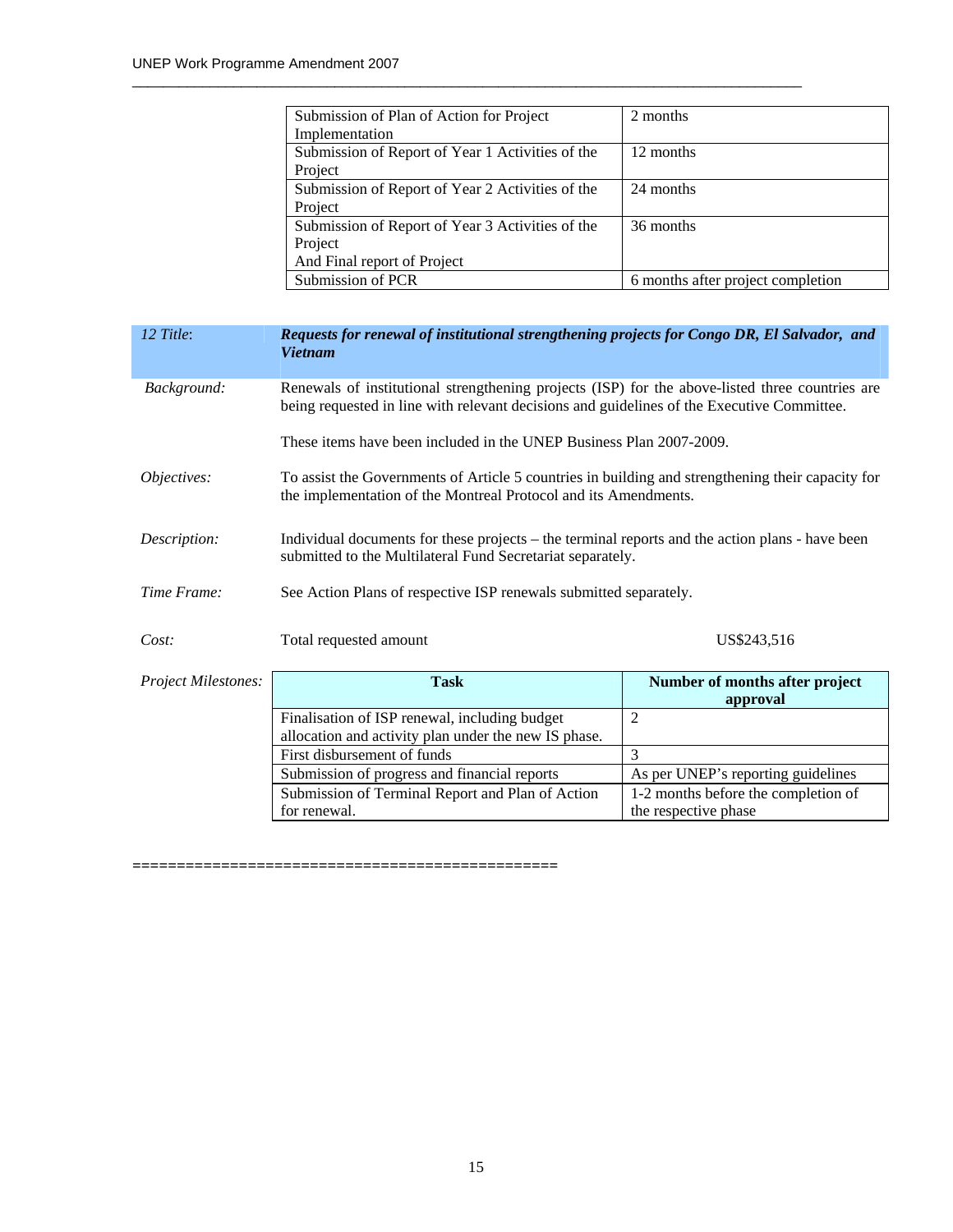| | |
|---|---|
| Submission of Plan of Action for Project Implementation | 2 months |
| Submission of Report of Year 1 Activities of the Project | 12 months |
| Submission of Report of Year 2 Activities of the Project | 24 months |
| Submission of Report of Year 3 Activities of the Project And Final report of Project | 36 months |
| Submission of PCR | 6 months after project completion |

*12 Title*: ***Requests for renewal of institutional strengthening projects for Congo DR, El Salvador, and Vietnam***

*Background:* Renewals of institutional strengthening projects (ISP) for the above-listed three countries are being requested in line with relevant decisions and guidelines of the Executive Committee.

These items have been included in the UNEP Business Plan 2007-2009.

*Objectives:* To assist the Governments of Article 5 countries in building and strengthening their capacity for the implementation of the Montreal Protocol and its Amendments.

*Description:* Individual documents for these projects – the terminal reports and the action plans - have been submitted to the Multilateral Fund Secretariat separately.

*Time Frame:* See Action Plans of respective ISP renewals submitted separately.

*Cost:* Total requested amount US$243,516

*Project Milestones:*

| Task | Number of months after project approval |
|---|---|
| Finalisation of ISP renewal, including budget allocation and activity plan under the new IS phase. | 2 |
| First disbursement of funds | 3 |
| Submission of progress and financial reports | As per UNEP's reporting guidelines |
| Submission of Terminal Report and Plan of Action for renewal. | 1-2 months before the completion of the respective phase |

==============================================